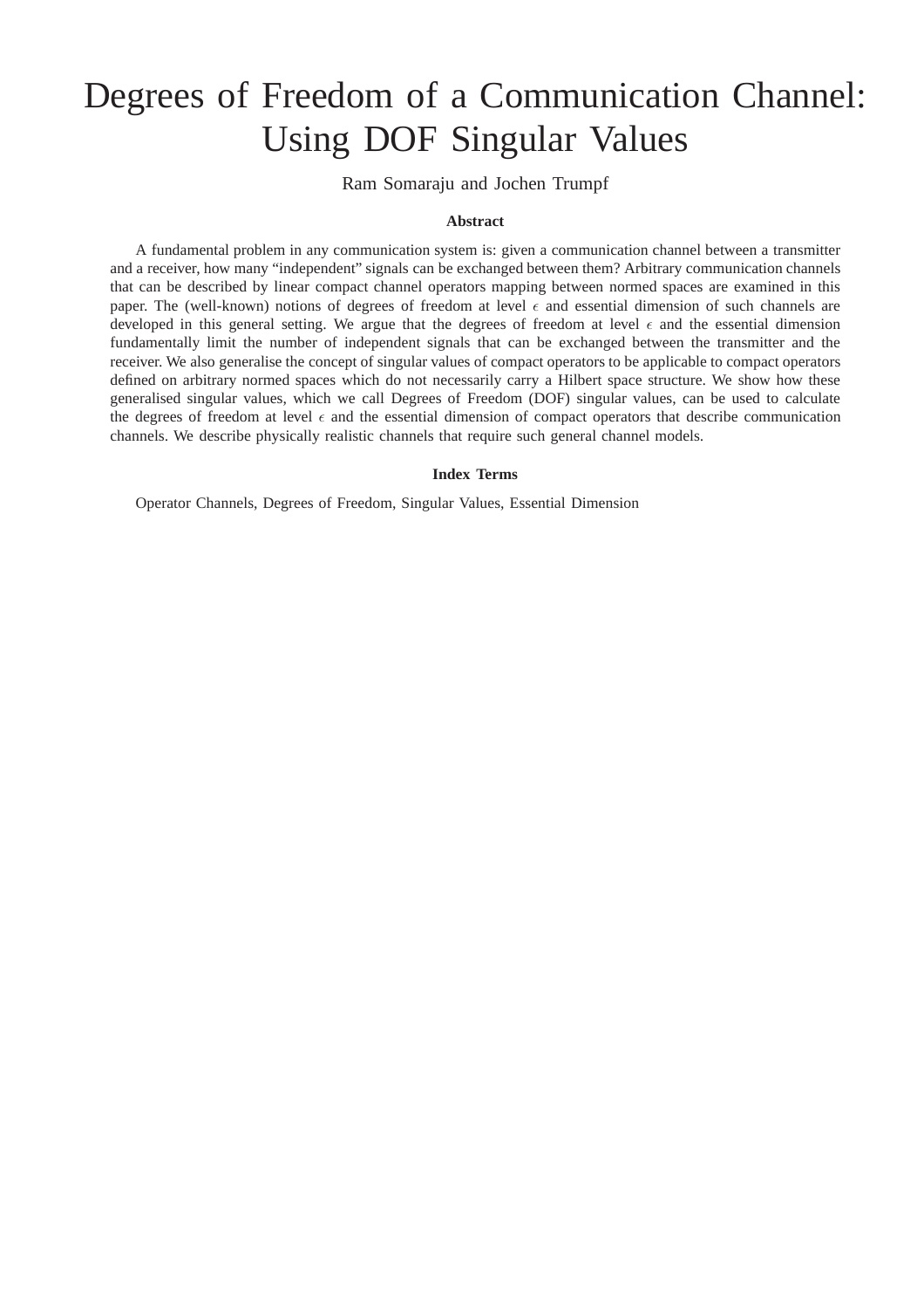# Degrees of Freedom of a Communication Channel: Using DOF Singular Values

Ram Somaraju and Jochen Trumpf

### Abstract

A fundamental problem in any communication system is: given a communication channel between a transmitter and a receiver, how many "independent" signals can be exchanged between them? Arbitrary communication channels that can be described by linear compact channel operators mapping between normed spaces are examined in this paper. The (well-known) notions of degrees of freedom at level $\epsilon$ and essential dimension of such channels are developed in this general setting. We argue that the degrees of freedom at level $\epsilon$ and the essential dimension fundamentally limit the number of independent signals that can be exchanged between the transmitter and the receiver. We also generalise the concept of singular values of compact operators to be applicable to compact operators defined on arbitrary normed spaces which do not necessarily carry a Hilbert space structure. We show how these generalised singular values, which we call Degrees of Freedom (DOF) singular values, can be used to calculate the degrees of freedom at level $\epsilon$ and the essential dimension of compact operators that describe communication channels. We describe physically realistic channels that require such general channel models.

### Index Terms

Operator Channels, Degrees of Freedom, Singular Values, Essential Dimension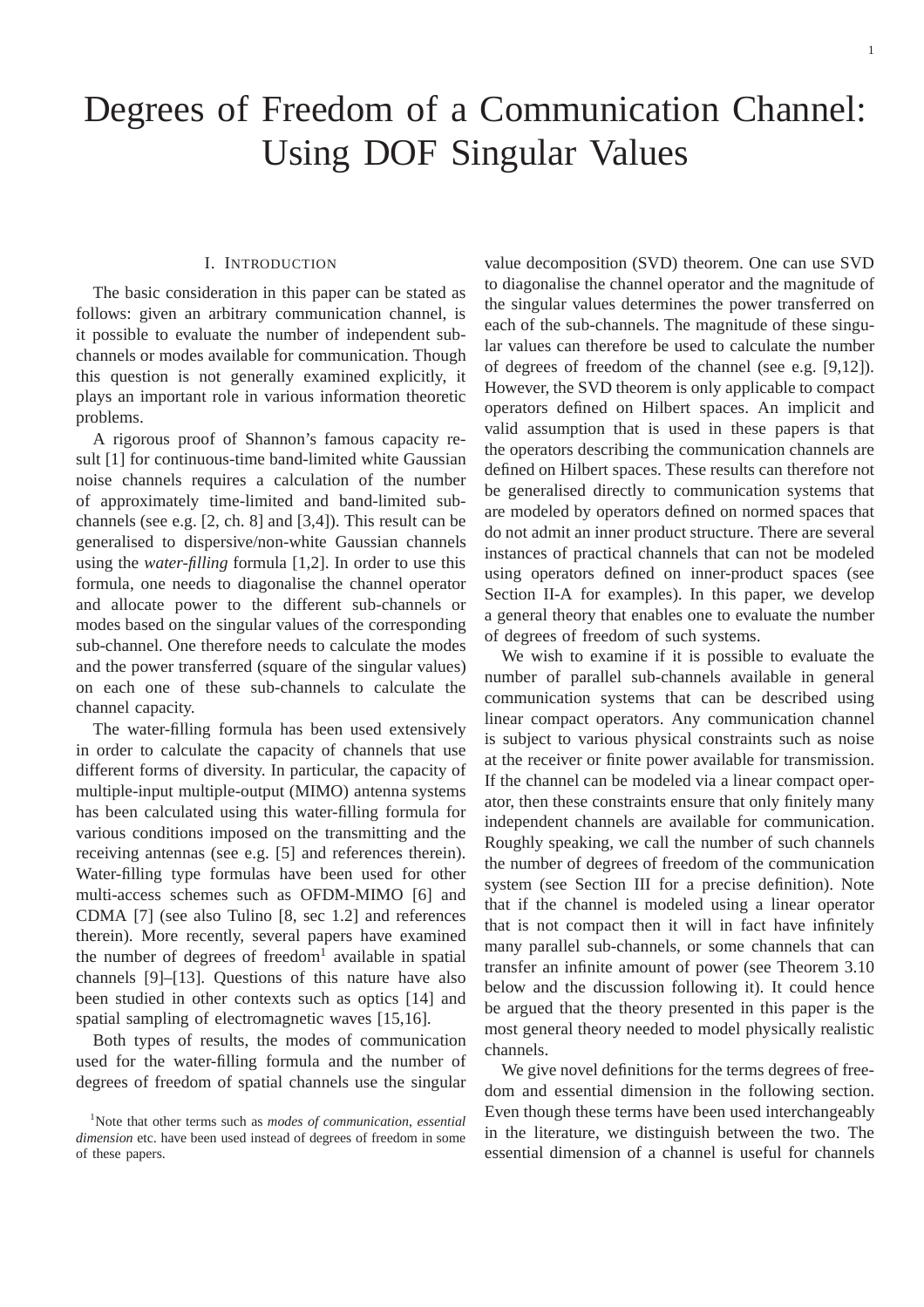# Degrees of Freedom of a Communication Channel: Using DOF Singular Values

## I. Introduction

The basic consideration in this paper can be stated as follows: given an arbitrary communication channel, is it possible to evaluate the number of independent sub-channels or modes available for communication. Though this question is not generally examined explicitly, it plays an important role in various information theoretic problems.

A rigorous proof of Shannon's famous capacity result [1] for continuous-time band-limited white Gaussian noise channels requires a calculation of the number of approximately time-limited and band-limited sub-channels (see e.g. [2, ch. 8] and [3,4]). This result can be generalised to dispersive/non-white Gaussian channels using the *water-filling* formula [1,2]. In order to use this formula, one needs to diagonalise the channel operator and allocate power to the different sub-channels or modes based on the singular values of the corresponding sub-channel. One therefore needs to calculate the modes and the power transferred (square of the singular values) on each one of these sub-channels to calculate the channel capacity.

The water-filling formula has been used extensively in order to calculate the capacity of channels that use different forms of diversity. In particular, the capacity of multiple-input multiple-output (MIMO) antenna systems has been calculated using this water-filling formula for various conditions imposed on the transmitting and the receiving antennas (see e.g. [5] and references therein). Water-filling type formulas have been used for other multi-access schemes such as OFDM-MIMO [6] and CDMA [7] (see also Tulino [8, sec 1.2] and references therein). More recently, several papers have examined the number of degrees of freedom[1] available in spatial channels [9]–[13]. Questions of this nature have also been studied in other contexts such as optics [14] and spatial sampling of electromagnetic waves [15,16].

Both types of results, the modes of communication used for the water-filling formula and the number of degrees of freedom of spatial channels use the singular value decomposition (SVD) theorem. One can use SVD to diagonalise the channel operator and the magnitude of the singular values determines the power transferred on each of the sub-channels. The magnitude of these singular values can therefore be used to calculate the number of degrees of freedom of the channel (see e.g. [9,12]). However, the SVD theorem is only applicable to compact operators defined on Hilbert spaces. An implicit and valid assumption that is used in these papers is that the operators describing the communication channels are defined on Hilbert spaces. These results can therefore not be generalised directly to communication systems that are modeled by operators defined on normed spaces that do not admit an inner product structure. There are several instances of practical channels that can not be modeled using operators defined on inner-product spaces (see Section II-A for examples). In this paper, we develop a general theory that enables one to evaluate the number of degrees of freedom of such systems.

We wish to examine if it is possible to evaluate the number of parallel sub-channels available in general communication systems that can be described using linear compact operators. Any communication channel is subject to various physical constraints such as noise at the receiver or finite power available for transmission. If the channel can be modeled via a linear compact operator, then these constraints ensure that only finitely many independent channels are available for communication. Roughly speaking, we call the number of such channels the number of degrees of freedom of the communication system (see Section III for a precise definition). Note that if the channel is modeled using a linear operator that is not compact then it will in fact have infinitely many parallel sub-channels, or some channels that can transfer an infinite amount of power (see Theorem 3.10 below and the discussion following it). It could hence be argued that the theory presented in this paper is the most general theory needed to model physically realistic channels.

We give novel definitions for the terms degrees of freedom and essential dimension in the following section. Even though these terms have been used interchangeably in the literature, we distinguish between the two. The essential dimension of a channel is useful for channels

[1] Note that other terms such as *modes of communication, essential dimension* etc. have been used instead of degrees of freedom in some of these papers.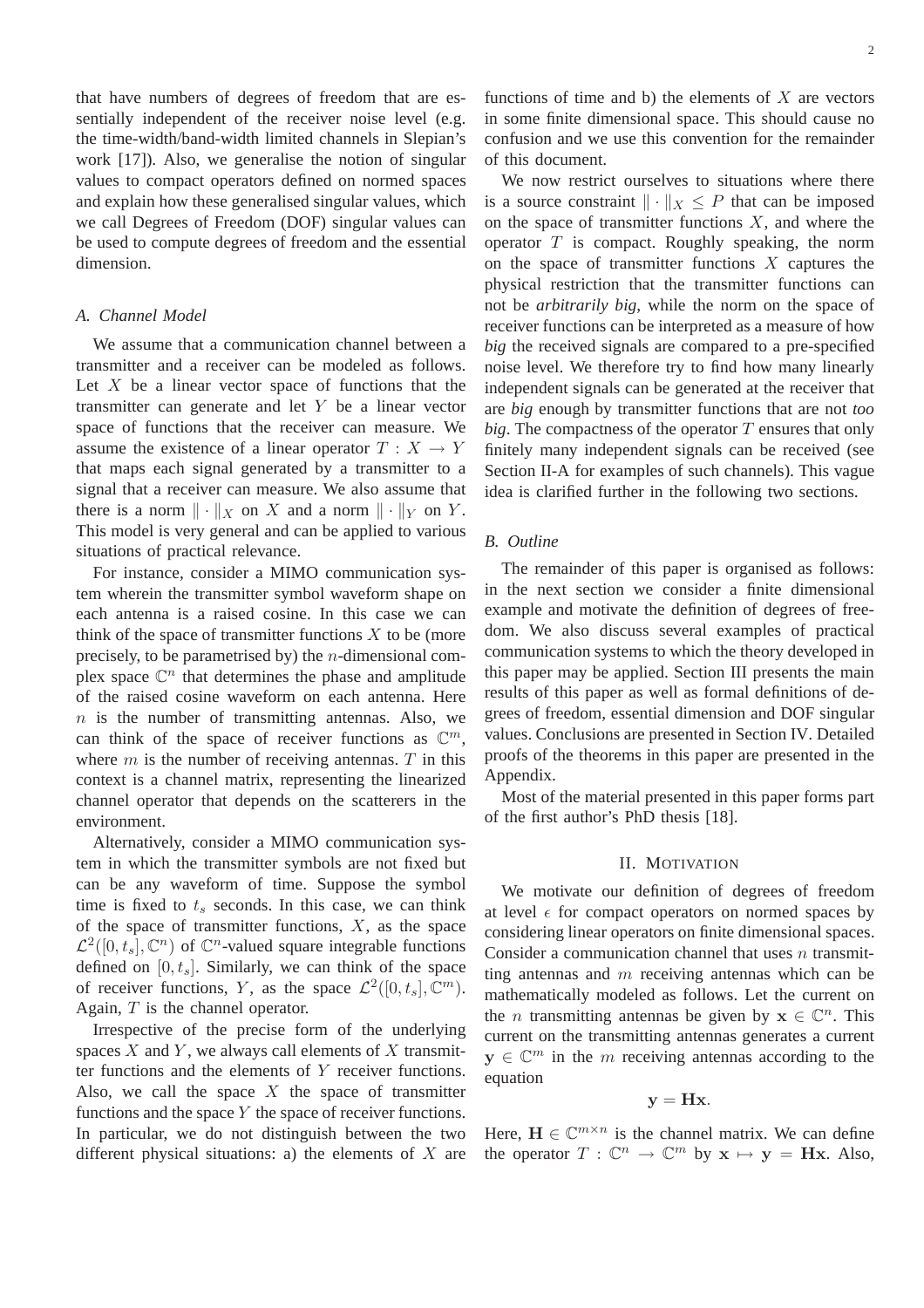that have numbers of degrees of freedom that are essentially independent of the receiver noise level (e.g. the time-width/band-width limited channels in Slepian's work [17]). Also, we generalise the notion of singular values to compact operators defined on normed spaces and explain how these generalised singular values, which we call Degrees of Freedom (DOF) singular values can be used to compute degrees of freedom and the essential dimension.

### A. Channel Model

We assume that a communication channel between a transmitter and a receiver can be modeled as follows. Let $X$ be a linear vector space of functions that the transmitter can generate and let $Y$ be a linear vector space of functions that the receiver can measure. We assume the existence of a linear operator $T : X \to Y$ that maps each signal generated by a transmitter to a signal that a receiver can measure. We also assume that there is a norm $\| \cdot \|_X$ on $X$ and a norm $\| \cdot \|_Y$ on $Y$. This model is very general and can be applied to various situations of practical relevance.

For instance, consider a MIMO communication system wherein the transmitter symbol waveform shape on each antenna is a raised cosine. In this case we can think of the space of transmitter functions $X$ to be (more precisely, to be parametrised by) the $n$-dimensional complex space $\mathbb{C}^n$ that determines the phase and amplitude of the raised cosine waveform on each antenna. Here $n$ is the number of transmitting antennas. Also, we can think of the space of receiver functions as $\mathbb{C}^m$, where $m$ is the number of receiving antennas. $T$ in this context is a channel matrix, representing the linearized channel operator that depends on the scatterers in the environment.

Alternatively, consider a MIMO communication system in which the transmitter symbols are not fixed but can be any waveform of time. Suppose the symbol time is fixed to $t_s$ seconds. In this case, we can think of the space of transmitter functions, $X$, as the space $\mathcal{L}^2([0, t_s], \mathbb{C}^n)$ of $\mathbb{C}^n$-valued square integrable functions defined on $[0, t_s]$. Similarly, we can think of the space of receiver functions, $Y$, as the space $\mathcal{L}^2([0, t_s], \mathbb{C}^m)$. Again, $T$ is the channel operator.

Irrespective of the precise form of the underlying spaces $X$ and $Y$, we always call elements of $X$ transmitter functions and the elements of $Y$ receiver functions. Also, we call the space $X$ the space of transmitter functions and the space $Y$ the space of receiver functions. In particular, we do not distinguish between the two different physical situations: a) the elements of $X$ are functions of time and b) the elements of $X$ are vectors in some finite dimensional space. This should cause no confusion and we use this convention for the remainder of this document.

We now restrict ourselves to situations where there is a source constraint $\| \cdot \|_X \leq P$ that can be imposed on the space of transmitter functions $X$, and where the operator $T$ is compact. Roughly speaking, the norm on the space of transmitter functions $X$ captures the physical restriction that the transmitter functions can not be *arbitrarily big*, while the norm on the space of receiver functions can be interpreted as a measure of how *big* the received signals are compared to a pre-specified noise level. We therefore try to find how many linearly independent signals can be generated at the receiver that are *big* enough by transmitter functions that are not *too big*. The compactness of the operator $T$ ensures that only finitely many independent signals can be received (see Section II-A for examples of such channels). This vague idea is clarified further in the following two sections.

### B. Outline

The remainder of this paper is organised as follows: in the next section we consider a finite dimensional example and motivate the definition of degrees of freedom. We also discuss several examples of practical communication systems to which the theory developed in this paper may be applied. Section III presents the main results of this paper as well as formal definitions of degrees of freedom, essential dimension and DOF singular values. Conclusions are presented in Section IV. Detailed proofs of the theorems in this paper are presented in the Appendix.

Most of the material presented in this paper forms part of the first author's PhD thesis [18].

## II. Motivation

We motivate our definition of degrees of freedom at level $\epsilon$ for compact operators on normed spaces by considering linear operators on finite dimensional spaces. Consider a communication channel that uses $n$ transmitting antennas and $m$ receiving antennas which can be mathematically modeled as follows. Let the current on the $n$ transmitting antennas be given by $\mathbf{x} \in \mathbb{C}^n$. This current on the transmitting antennas generates a current $\mathbf{y} \in \mathbb{C}^m$ in the $m$ receiving antennas according to the equation

$$\mathbf{y} = \mathbf{H}\mathbf{x}.$$

Here, $\mathbf{H} \in \mathbb{C}^{m \times n}$ is the channel matrix. We can define the operator $T : \mathbb{C}^n \to \mathbb{C}^m$ by $\mathbf{x} \mapsto \mathbf{y} = \mathbf{H}\mathbf{x}$. Also,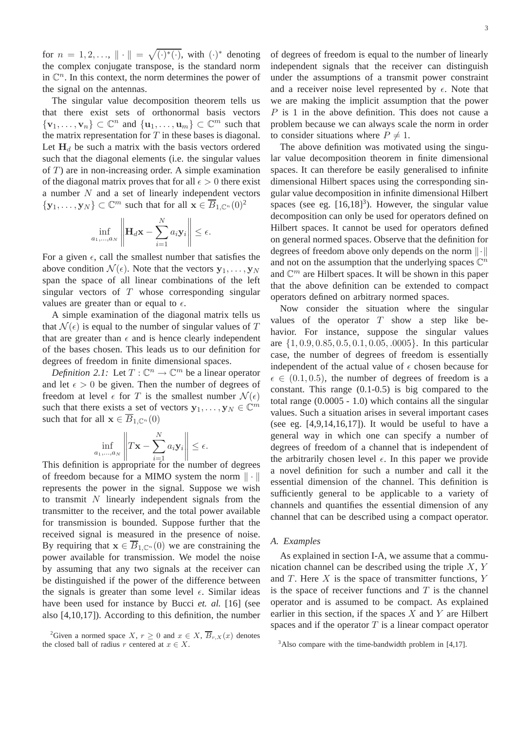for $n = 1, 2, \ldots$, $\| \cdot \| = \sqrt{(\cdot)^*(\cdot)}$, with $(\cdot)^*$ denoting the complex conjugate transpose, is the standard norm in $\mathbb{C}^n$. In this context, the norm determines the power of the signal on the antennas.

The singular value decomposition theorem tells us that there exist sets of orthonormal basis vectors $\{\mathbf{v}_1, \ldots, \mathbf{v}_n\} \subset \mathbb{C}^n$ and $\{\mathbf{u}_1, \ldots, \mathbf{u}_m\} \subset \mathbb{C}^m$ such that the matrix representation for $T$ in these bases is diagonal. Let $\mathbf{H}_d$ be such a matrix with the basis vectors ordered such that the diagonal elements (i.e. the singular values of $T$) are in non-increasing order. A simple examination of the diagonal matrix proves that for all $\epsilon > 0$ there exist a number $N$ and a set of linearly independent vectors $\{\mathbf{y}_1, \ldots, \mathbf{y}_N\} \subset \mathbb{C}^m$ such that for all $\mathbf{x} \in \overline{B}_{1,\mathbb{C}^n}(0)$[2]

$$\inf_{a_1,\ldots,a_N} \left\| \mathbf{H}_d\mathbf{x} - \sum_{i=1}^{N} a_i\mathbf{y}_i \right\| \leq \epsilon.$$

For a given $\epsilon$, call the smallest number that satisfies the above condition $\mathcal{N}(\epsilon)$. Note that the vectors $\mathbf{y}_1, \ldots, \mathbf{y}_N$ span the space of all linear combinations of the left singular vectors of $T$ whose corresponding singular values are greater than or equal to $\epsilon$.

A simple examination of the diagonal matrix tells us that $\mathcal{N}(\epsilon)$ is equal to the number of singular values of $T$ that are greater than $\epsilon$ and is hence clearly independent of the bases chosen. This leads us to our definition for degrees of freedom in finite dimensional spaces.

*Definition 2.1:* Let $T : \mathbb{C}^n \to \mathbb{C}^m$ be a linear operator and let $\epsilon > 0$ be given. Then the number of degrees of freedom at level $\epsilon$ for $T$ is the smallest number $\mathcal{N}(\epsilon)$ such that there exists a set of vectors $\mathbf{y}_1, \ldots, \mathbf{y}_N \in \mathbb{C}^m$ such that for all $\mathbf{x} \in \overline{B}_{1,\mathbb{C}^n}(0)$

$$\inf_{a_1,\ldots,a_N} \left\| T\mathbf{x} - \sum_{i=1}^{N} a_i\mathbf{y}_i \right\| \leq \epsilon.$$

This definition is appropriate for the number of degrees of freedom because for a MIMO system the norm $\| \cdot \|$ represents the power in the signal. Suppose we wish to transmit $N$ linearly independent signals from the transmitter to the receiver, and the total power available for transmission is bounded. Suppose further that the received signal is measured in the presence of noise. By requiring that $\mathbf{x} \in \overline{B}_{1,\mathbb{C}^n}(0)$ we are constraining the power available for transmission. We model the noise by assuming that any two signals at the receiver can be distinguished if the power of the difference between the signals is greater than some level $\epsilon$. Similar ideas have been used for instance by Bucci *et. al.* [16] (see also [4,10,17]). According to this definition, the number of degrees of freedom is equal to the number of linearly independent signals that the receiver can distinguish under the assumptions of a transmit power constraint and a receiver noise level represented by $\epsilon$. Note that we are making the implicit assumption that the power $P$ is 1 in the above definition. This does not cause a problem because we can always scale the norm in order to consider situations where $P \neq 1$.

The above definition was motivated using the singular value decomposition theorem in finite dimensional spaces. It can therefore be easily generalised to infinite dimensional Hilbert spaces using the corresponding singular value decomposition in infinite dimensional Hilbert spaces (see eg. [16,18][3]). However, the singular value decomposition can only be used for operators defined on Hilbert spaces. It cannot be used for operators defined on general normed spaces. Observe that the definition for degrees of freedom above only depends on the norm $\|\cdot\|$ and not on the assumption that the underlying spaces $\mathbb{C}^n$ and $\mathbb{C}^m$ are Hilbert spaces. It will be shown in this paper that the above definition can be extended to compact operators defined on arbitrary normed spaces.

Now consider the situation where the singular values of the operator $T$ show a step like behavior. For instance, suppose the singular values are $\{1, 0.9, 0.85, 0.5, 0.1, 0.05, .0005\}$. In this particular case, the number of degrees of freedom is essentially independent of the actual value of $\epsilon$ chosen because for $\epsilon \in (0.1, 0.5)$, the number of degrees of freedom is a constant. This range (0.1-0.5) is big compared to the total range (0.0005 - 1.0) which contains all the singular values. Such a situation arises in several important cases (see eg. [4,9,14,16,17]). It would be useful to have a general way in which one can specify a number of degrees of freedom of a channel that is independent of the arbitrarily chosen level $\epsilon$. In this paper we provide a novel definition for such a number and call it the essential dimension of the channel. This definition is sufficiently general to be applicable to a variety of channels and quantifies the essential dimension of any channel that can be described using a compact operator.

### A. Examples

As explained in section I-A, we assume that a communication channel can be described using the triple $X$, $Y$ and $T$. Here $X$ is the space of transmitter functions, $Y$ is the space of receiver functions and $T$ is the channel operator and is assumed to be compact. As explained earlier in this section, if the spaces $X$ and $Y$ are Hilbert spaces and if the operator $T$ is a linear compact operator

[2]Given a normed space $X$, $r \geq 0$ and $x \in X$, $\overline{B}_{r,X}(x)$ denotes the closed ball of radius $r$ centered at $x \in X$.

[3]Also compare with the time-bandwidth problem in [4,17].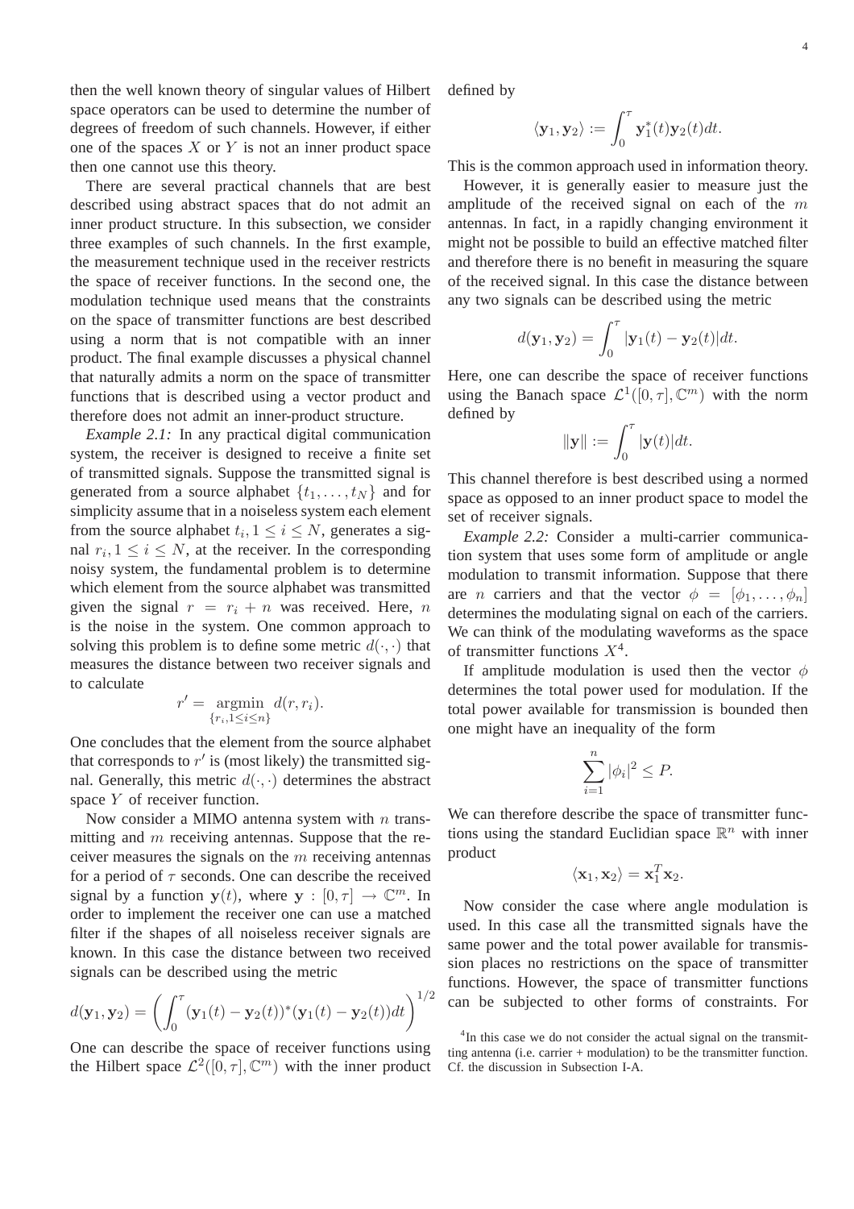then the well known theory of singular values of Hilbert space operators can be used to determine the number of degrees of freedom of such channels. However, if either one of the spaces $X$ or $Y$ is not an inner product space then one cannot use this theory.

There are several practical channels that are best described using abstract spaces that do not admit an inner product structure. In this subsection, we consider three examples of such channels. In the first example, the measurement technique used in the receiver restricts the space of receiver functions. In the second one, the modulation technique used means that the constraints on the space of transmitter functions are best described using a norm that is not compatible with an inner product. The final example discusses a physical channel that naturally admits a norm on the space of transmitter functions that is described using a vector product and therefore does not admit an inner-product structure.

*Example 2.1:* In any practical digital communication system, the receiver is designed to receive a finite set of transmitted signals. Suppose the transmitted signal is generated from a source alphabet $\{t_1, \ldots, t_N\}$ and for simplicity assume that in a noiseless system each element from the source alphabet $t_i, 1 \leq i \leq N$, generates a signal $r_i, 1 \leq i \leq N$, at the receiver. In the corresponding noisy system, the fundamental problem is to determine which element from the source alphabet was transmitted given the signal $r = r_i + n$ was received. Here, $n$ is the noise in the system. One common approach to solving this problem is to define some metric $d(\cdot, \cdot)$ that measures the distance between two receiver signals and to calculate

$$r' = \underset{\{r_i, 1 \leq i \leq n\}}{\operatorname{argmin}} \; d(r, r_i).$$

One concludes that the element from the source alphabet that corresponds to $r'$ is (most likely) the transmitted signal. Generally, this metric $d(\cdot, \cdot)$ determines the abstract space $Y$ of receiver function.

Now consider a MIMO antenna system with $n$ transmitting and $m$ receiving antennas. Suppose that the receiver measures the signals on the $m$ receiving antennas for a period of $\tau$ seconds. One can describe the received signal by a function $\mathbf{y}(t)$, where $\mathbf{y} : [0, \tau] \to \mathbb{C}^m$. In order to implement the receiver one can use a matched filter if the shapes of all noiseless receiver signals are known. In this case the distance between two received signals can be described using the metric

$$d(\mathbf{y}_1, \mathbf{y}_2) = \left( \int_0^\tau (\mathbf{y}_1(t) - \mathbf{y}_2(t))^* (\mathbf{y}_1(t) - \mathbf{y}_2(t)) dt \right)^{1/2}$$

One can describe the space of receiver functions using the Hilbert space $\mathcal{L}^2([0, \tau], \mathbb{C}^m)$ with the inner product defined by

$$\langle \mathbf{y}_1, \mathbf{y}_2 \rangle := \int_0^\tau \mathbf{y}_1^*(t) \mathbf{y}_2(t) dt.$$

This is the common approach used in information theory.

However, it is generally easier to measure just the amplitude of the received signal on each of the $m$ antennas. In fact, in a rapidly changing environment it might not be possible to build an effective matched filter and therefore there is no benefit in measuring the square of the received signal. In this case the distance between any two signals can be described using the metric

$$d(\mathbf{y}_1, \mathbf{y}_2) = \int_0^\tau |\mathbf{y}_1(t) - \mathbf{y}_2(t)| dt.$$

Here, one can describe the space of receiver functions using the Banach space $\mathcal{L}^1([0, \tau], \mathbb{C}^m)$ with the norm defined by

$$\|\mathbf{y}\| := \int_0^\tau |\mathbf{y}(t)| dt.$$

This channel therefore is best described using a normed space as opposed to an inner product space to model the set of receiver signals.

*Example 2.2:* Consider a multi-carrier communication system that uses some form of amplitude or angle modulation to transmit information. Suppose that there are $n$ carriers and that the vector $\phi = [\phi_1, \ldots, \phi_n]$ determines the modulating signal on each of the carriers. We can think of the modulating waveforms as the space of transmitter functions $X$[4].

If amplitude modulation is used then the vector $\phi$ determines the total power used for modulation. If the total power available for transmission is bounded then one might have an inequality of the form

$$\sum_{i=1}^n |\phi_i|^2 \leq P.$$

We can therefore describe the space of transmitter functions using the standard Euclidian space $\mathbb{R}^n$ with inner product

$$\langle \mathbf{x}_1, \mathbf{x}_2 \rangle = \mathbf{x}_1^T \mathbf{x}_2.$$

Now consider the case where angle modulation is used. In this case all the transmitted signals have the same power and the total power available for transmission places no restrictions on the space of transmitter functions. However, the space of transmitter functions can be subjected to other forms of constraints. For

[4] In this case we do not consider the actual signal on the transmitting antenna (i.e. carrier + modulation) to be the transmitter function. Cf. the discussion in Subsection I-A.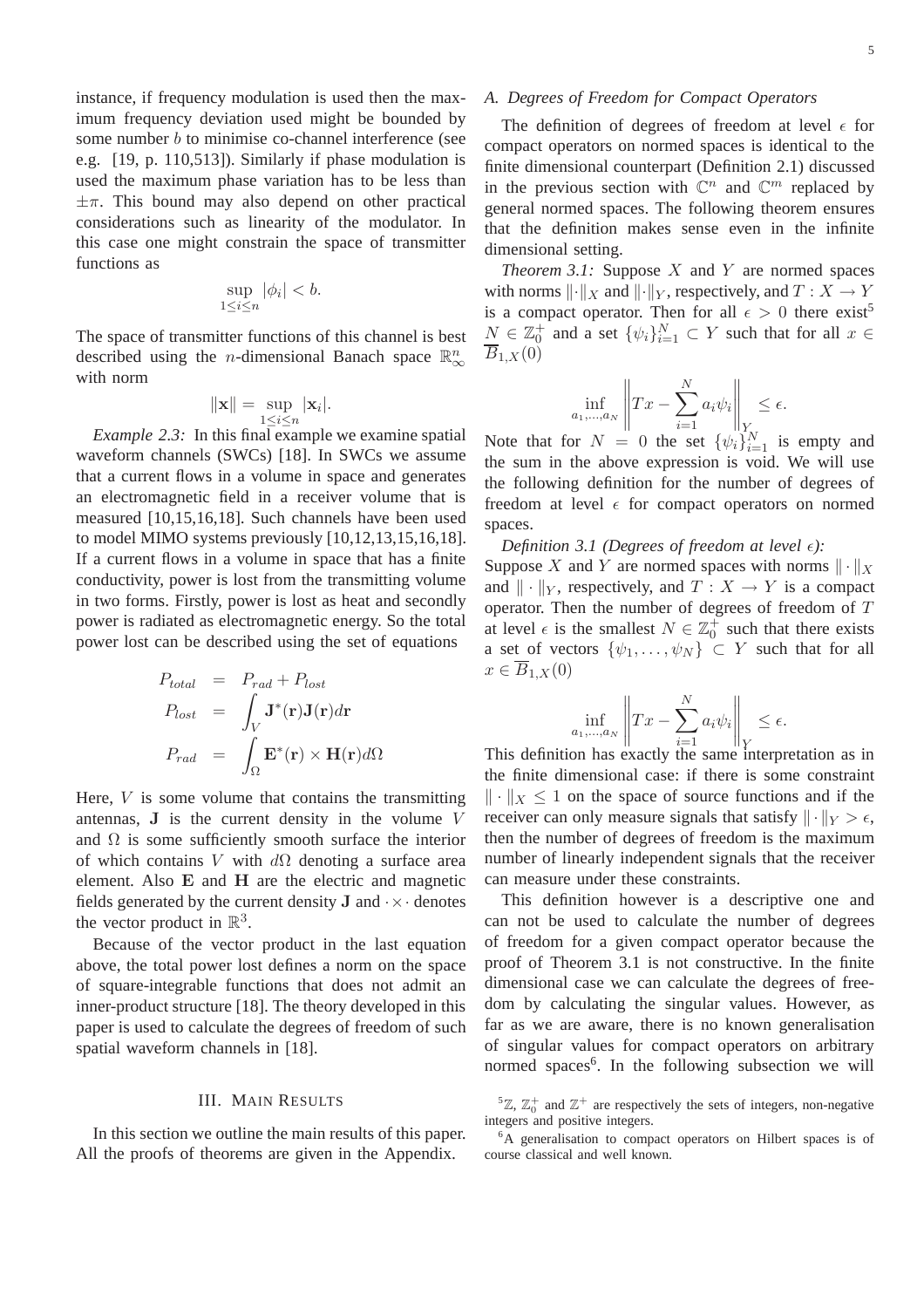instance, if frequency modulation is used then the maximum frequency deviation used might be bounded by some number $b$ to minimise co-channel interference (see e.g. [19, p. 110,513]). Similarly if phase modulation is used the maximum phase variation has to be less than $\pm\pi$. This bound may also depend on other practical considerations such as linearity of the modulator. In this case one might constrain the space of transmitter functions as

$$\sup_{1\leq i\leq n} |\phi_i| < b.$$

The space of transmitter functions of this channel is best described using the $n$-dimensional Banach space $\mathbb{R}^n_\infty$ with norm

$$\|\mathbf{x}\| = \sup_{1\leq i\leq n} |\mathbf{x}_i|.$$

*Example 2.3:* In this final example we examine spatial waveform channels (SWCs) [18]. In SWCs we assume that a current flows in a volume in space and generates an electromagnetic field in a receiver volume that is measured [10,15,16,18]. Such channels have been used to model MIMO systems previously [10,12,13,15,16,18]. If a current flows in a volume in space that has a finite conductivity, power is lost from the transmitting volume in two forms. Firstly, power is lost as heat and secondly power is radiated as electromagnetic energy. So the total power lost can be described using the set of equations

$$\begin{aligned} P_{total} &= P_{rad} + P_{lost} \\ P_{lost} &= \int_V \mathbf{J}^*(\mathbf{r})\mathbf{J}(\mathbf{r})d\mathbf{r} \\ P_{rad} &= \int_\Omega \mathbf{E}^*(\mathbf{r}) \times \mathbf{H}(\mathbf{r})d\Omega \end{aligned}$$

Here, $V$ is some volume that contains the transmitting antennas, $\mathbf{J}$ is the current density in the volume $V$ and $\Omega$ is some sufficiently smooth surface the interior of which contains $V$ with $d\Omega$ denoting a surface area element. Also $\mathbf{E}$ and $\mathbf{H}$ are the electric and magnetic fields generated by the current density $\mathbf{J}$ and $\cdot\times\cdot$ denotes the vector product in $\mathbb{R}^3$.

Because of the vector product in the last equation above, the total power lost defines a norm on the space of square-integrable functions that does not admit an inner-product structure [18]. The theory developed in this paper is used to calculate the degrees of freedom of such spatial waveform channels in [18].

## III. Main Results

In this section we outline the main results of this paper. All the proofs of theorems are given in the Appendix.

### A. Degrees of Freedom for Compact Operators

The definition of degrees of freedom at level $\epsilon$ for compact operators on normed spaces is identical to the finite dimensional counterpart (Definition 2.1) discussed in the previous section with $\mathbb{C}^n$ and $\mathbb{C}^m$ replaced by general normed spaces. The following theorem ensures that the definition makes sense even in the infinite dimensional setting.

*Theorem 3.1:* Suppose $X$ and $Y$ are normed spaces with norms $\|\cdot\|_X$ and $\|\cdot\|_Y$, respectively, and $T : X \to Y$ is a compact operator. Then for all $\epsilon > 0$ there exist[5] $N \in \mathbb{Z}^+_0$ and a set $\{\psi_i\}_{i=1}^N \subset Y$ such that for all $x \in \overline{B}_{1,X}(0)$

$$\inf_{a_1,\ldots,a_N} \left\| Tx - \sum_{i=1}^N a_i\psi_i \right\|_Y \leq \epsilon.$$

Note that for $N = 0$ the set $\{\psi_i\}_{i=1}^N$ is empty and the sum in the above expression is void. We will use the following definition for the number of degrees of freedom at level $\epsilon$ for compact operators on normed spaces.

*Definition 3.1 (Degrees of freedom at level $\epsilon$):* Suppose $X$ and $Y$ are normed spaces with norms $\|\cdot\|_X$ and $\|\cdot\|_Y$, respectively, and $T : X \to Y$ is a compact operator. Then the number of degrees of freedom of $T$ at level $\epsilon$ is the smallest $N \in \mathbb{Z}^+_0$ such that there exists a set of vectors $\{\psi_1, \ldots, \psi_N\} \subset Y$ such that for all $x \in \overline{B}_{1,X}(0)$

$$\inf_{a_1,\ldots,a_N} \left\| Tx - \sum_{i=1}^N a_i\psi_i \right\|_Y \leq \epsilon.$$

This definition has exactly the same interpretation as in the finite dimensional case: if there is some constraint $\|\cdot\|_X \leq 1$ on the space of source functions and if the receiver can only measure signals that satisfy $\|\cdot\|_Y > \epsilon$, then the number of degrees of freedom is the maximum number of linearly independent signals that the receiver can measure under these constraints.

This definition however is a descriptive one and can not be used to calculate the number of degrees of freedom for a given compact operator because the proof of Theorem 3.1 is not constructive. In the finite dimensional case we can calculate the degrees of freedom by calculating the singular values. However, as far as we are aware, there is no known generalisation of singular values for compact operators on arbitrary normed spaces[6]. In the following subsection we will

[5] $\mathbb{Z}$, $\mathbb{Z}^+_0$ and $\mathbb{Z}^+$ are respectively the sets of integers, non-negative integers and positive integers.

[6] A generalisation to compact operators on Hilbert spaces is of course classical and well known.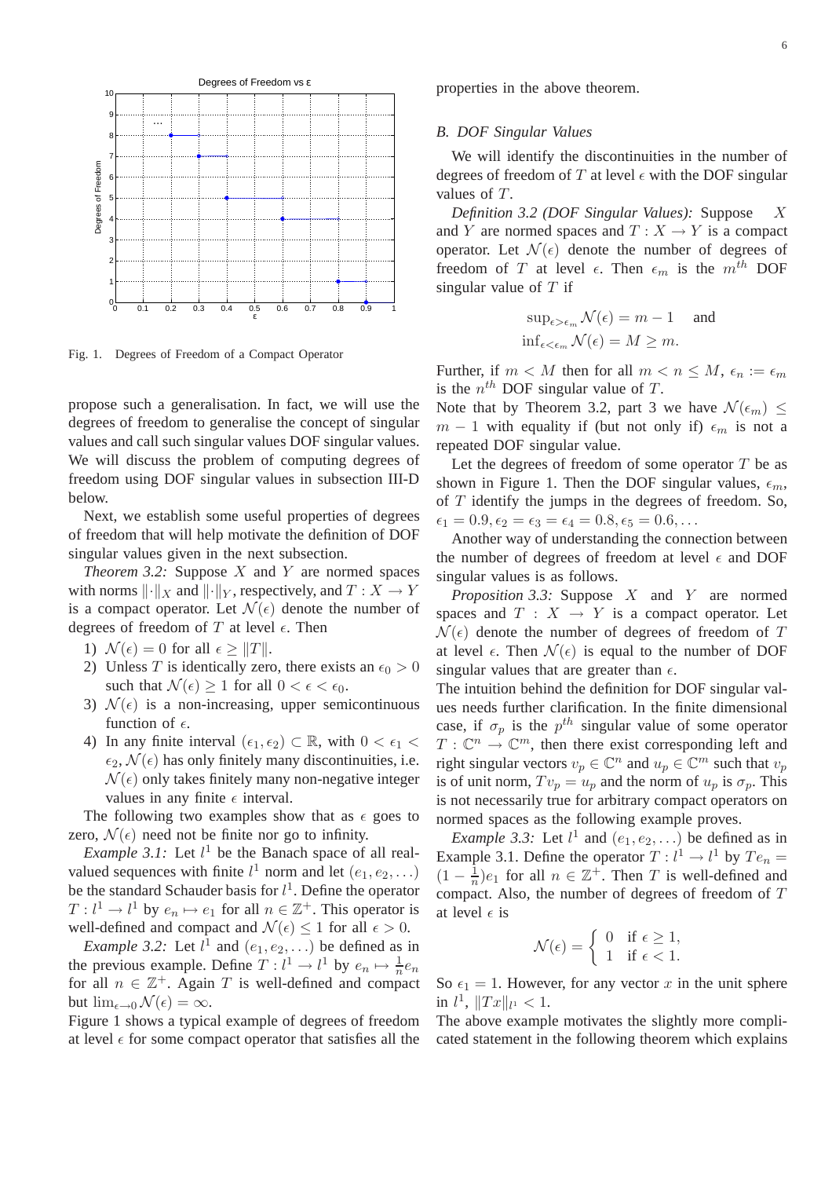Fig. 1. Degrees of Freedom of a Compact Operator

propose such a generalisation. In fact, we will use the degrees of freedom to generalise the concept of singular values and call such singular values DOF singular values. We will discuss the problem of computing degrees of freedom using DOF singular values in subsection III-D below.

Next, we establish some useful properties of degrees of freedom that will help motivate the definition of DOF singular values given in the next subsection.

*Theorem 3.2:* Suppose $X$ and $Y$ are normed spaces with norms $\|\cdot\|_X$ and $\|\cdot\|_Y$, respectively, and $T : X \to Y$ is a compact operator. Let $\mathcal{N}(\epsilon)$ denote the number of degrees of freedom of $T$ at level $\epsilon$. Then

1) $\mathcal{N}(\epsilon) = 0$ for all $\epsilon \geq \|T\|$.
2) Unless $T$ is identically zero, there exists an $\epsilon_0 > 0$ such that $\mathcal{N}(\epsilon) \geq 1$ for all $0 < \epsilon < \epsilon_0$.
3) $\mathcal{N}(\epsilon)$ is a non-increasing, upper semicontinuous function of $\epsilon$.
4) In any finite interval $(\epsilon_1, \epsilon_2) \subset \mathbb{R}$, with $0 < \epsilon_1 < \epsilon_2$, $\mathcal{N}(\epsilon)$ has only finitely many discontinuities, i.e. $\mathcal{N}(\epsilon)$ only takes finitely many non-negative integer values in any finite $\epsilon$ interval.

The following two examples show that as $\epsilon$ goes to zero, $\mathcal{N}(\epsilon)$ need not be finite nor go to infinity.

*Example 3.1:* Let $l^1$ be the Banach space of all real-valued sequences with finite $l^1$ norm and let $(e_1, e_2, \ldots)$ be the standard Schauder basis for $l^1$. Define the operator $T : l^1 \to l^1$ by $e_n \mapsto e_1$ for all $n \in \mathbb{Z}^+$. This operator is well-defined and compact and $\mathcal{N}(\epsilon) \leq 1$ for all $\epsilon > 0$.

*Example 3.2:* Let $l^1$ and $(e_1, e_2, \ldots)$ be defined as in the previous example. Define $T : l^1 \to l^1$ by $e_n \mapsto \frac{1}{n} e_n$ for all $n \in \mathbb{Z}^+$. Again $T$ is well-defined and compact but $\lim_{\epsilon \to 0} \mathcal{N}(\epsilon) = \infty$.

Figure 1 shows a typical example of degrees of freedom at level $\epsilon$ for some compact operator that satisfies all the properties in the above theorem.

### B. DOF Singular Values

We will identify the discontinuities in the number of degrees of freedom of $T$ at level $\epsilon$ with the DOF singular values of $T$.

*Definition 3.2 (DOF Singular Values):* Suppose $X$ and $Y$ are normed spaces and $T : X \to Y$ is a compact operator. Let $\mathcal{N}(\epsilon)$ denote the number of degrees of freedom of $T$ at level $\epsilon$. Then $\epsilon_m$ is the $m^{th}$ DOF singular value of $T$ if

$$\sup_{\epsilon > \epsilon_m} \mathcal{N}(\epsilon) = m - 1 \quad \text{and}$$
$$\inf_{\epsilon < \epsilon_m} \mathcal{N}(\epsilon) = M \geq m.$$

Further, if $m < M$ then for all $m < n \leq M$, $\epsilon_n := \epsilon_m$ is the $n^{th}$ DOF singular value of $T$.

Note that by Theorem 3.2, part 3 we have $\mathcal{N}(\epsilon_m) \leq m - 1$ with equality if (but not only if) $\epsilon_m$ is not a repeated DOF singular value.

Let the degrees of freedom of some operator $T$ be as shown in Figure 1. Then the DOF singular values, $\epsilon_m$, of $T$ identify the jumps in the degrees of freedom. So, $\epsilon_1 = 0.9, \epsilon_2 = \epsilon_3 = \epsilon_4 = 0.8, \epsilon_5 = 0.6, \ldots$

Another way of understanding the connection between the number of degrees of freedom at level $\epsilon$ and DOF singular values is as follows.

*Proposition 3.3:* Suppose $X$ and $Y$ are normed spaces and $T : X \to Y$ is a compact operator. Let $\mathcal{N}(\epsilon)$ denote the number of degrees of freedom of $T$ at level $\epsilon$. Then $\mathcal{N}(\epsilon)$ is equal to the number of DOF singular values that are greater than $\epsilon$.

The intuition behind the definition for DOF singular values needs further clarification. In the finite dimensional case, if $\sigma_p$ is the $p^{th}$ singular value of some operator $T : \mathbb{C}^n \to \mathbb{C}^m$, then there exist corresponding left and right singular vectors $v_p \in \mathbb{C}^n$ and $u_p \in \mathbb{C}^m$ such that $v_p$ is of unit norm, $Tv_p = u_p$ and the norm of $u_p$ is $\sigma_p$. This is not necessarily true for arbitrary compact operators on normed spaces as the following example proves.

*Example 3.3:* Let $l^1$ and $(e_1, e_2, \ldots)$ be defined as in Example 3.1. Define the operator $T : l^1 \to l^1$ by $Te_n = (1 - \frac{1}{n})e_1$ for all $n \in \mathbb{Z}^+$. Then $T$ is well-defined and compact. Also, the number of degrees of freedom of $T$ at level $\epsilon$ is

$$\mathcal{N}(\epsilon) = \begin{cases} 0 & \text{if } \epsilon \geq 1, \\ 1 & \text{if } \epsilon < 1. \end{cases}$$

So $\epsilon_1 = 1$. However, for any vector $x$ in the unit sphere in $l^1$, $\|Tx\|_{l^1} < 1$.

The above example motivates the slightly more complicated statement in the following theorem which explains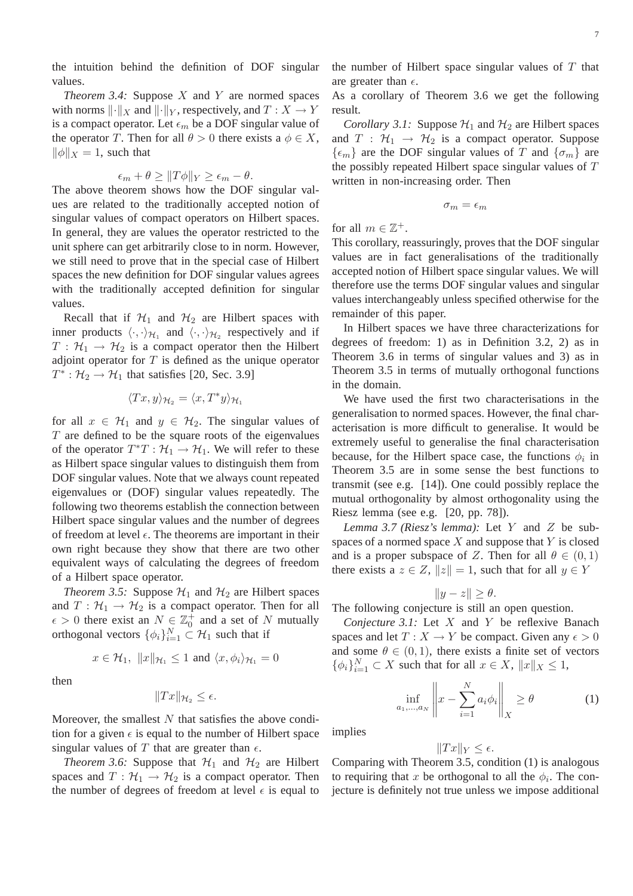the intuition behind the definition of DOF singular values.

*Theorem 3.4:* Suppose $X$ and $Y$ are normed spaces with norms $\|\cdot\|_X$ and $\|\cdot\|_Y$, respectively, and $T : X \to Y$ is a compact operator. Let $\epsilon_m$ be a DOF singular value of the operator $T$. Then for all $\theta > 0$ there exists a $\phi \in X$, $\|\phi\|_X = 1$, such that

$$\epsilon_m + \theta \geq \|T\phi\|_Y \geq \epsilon_m - \theta.$$

The above theorem shows how the DOF singular values are related to the traditionally accepted notion of singular values of compact operators on Hilbert spaces. In general, they are values the operator restricted to the unit sphere can get arbitrarily close to in norm. However, we still need to prove that in the special case of Hilbert spaces the new definition for DOF singular values agrees with the traditionally accepted definition for singular values.

Recall that if $\mathcal{H}_1$ and $\mathcal{H}_2$ are Hilbert spaces with inner products $\langle\cdot,\cdot\rangle_{\mathcal{H}_1}$ and $\langle\cdot,\cdot\rangle_{\mathcal{H}_2}$ respectively and if $T : \mathcal{H}_1 \to \mathcal{H}_2$ is a compact operator then the Hilbert adjoint operator for $T$ is defined as the unique operator $T^* : \mathcal{H}_2 \to \mathcal{H}_1$ that satisfies [20, Sec. 3.9]

$$\langle Tx, y\rangle_{\mathcal{H}_2} = \langle x, T^*y\rangle_{\mathcal{H}_1}$$

for all $x \in \mathcal{H}_1$ and $y \in \mathcal{H}_2$. The singular values of $T$ are defined to be the square roots of the eigenvalues of the operator $T^*T : \mathcal{H}_1 \to \mathcal{H}_1$. We will refer to these as Hilbert space singular values to distinguish them from DOF singular values. Note that we always count repeated eigenvalues or (DOF) singular values repeatedly. The following two theorems establish the connection between Hilbert space singular values and the number of degrees of freedom at level $\epsilon$. The theorems are important in their own right because they show that there are two other equivalent ways of calculating the degrees of freedom of a Hilbert space operator.

*Theorem 3.5:* Suppose $\mathcal{H}_1$ and $\mathcal{H}_2$ are Hilbert spaces and $T : \mathcal{H}_1 \to \mathcal{H}_2$ is a compact operator. Then for all $\epsilon > 0$ there exist an $N \in \mathbb{Z}_0^+$ and a set of $N$ mutually orthogonal vectors $\{\phi_i\}_{i=1}^N \subset \mathcal{H}_1$ such that if

$$x \in \mathcal{H}_1,\ \|x\|_{\mathcal{H}_1} \leq 1 \text{ and } \langle x, \phi_i\rangle_{\mathcal{H}_1} = 0$$

then

$$\|Tx\|_{\mathcal{H}_2} \leq \epsilon.$$

Moreover, the smallest $N$ that satisfies the above condition for a given $\epsilon$ is equal to the number of Hilbert space singular values of $T$ that are greater than $\epsilon$.

*Theorem 3.6:* Suppose that $\mathcal{H}_1$ and $\mathcal{H}_2$ are Hilbert spaces and $T : \mathcal{H}_1 \to \mathcal{H}_2$ is a compact operator. Then the number of degrees of freedom at level $\epsilon$ is equal to the number of Hilbert space singular values of $T$ that are greater than $\epsilon$.

As a corollary of Theorem 3.6 we get the following result.

*Corollary 3.1:* Suppose $\mathcal{H}_1$ and $\mathcal{H}_2$ are Hilbert spaces and $T : \mathcal{H}_1 \to \mathcal{H}_2$ is a compact operator. Suppose $\{\epsilon_m\}$ are the DOF singular values of $T$ and $\{\sigma_m\}$ are the possibly repeated Hilbert space singular values of $T$ written in non-increasing order. Then

$$\sigma_m = \epsilon_m$$

for all $m \in \mathbb{Z}^+$.

This corollary, reassuringly, proves that the DOF singular values are in fact generalisations of the traditionally accepted notion of Hilbert space singular values. We will therefore use the terms DOF singular values and singular values interchangeably unless specified otherwise for the remainder of this paper.

In Hilbert spaces we have three characterizations for degrees of freedom: 1) as in Definition 3.2, 2) as in Theorem 3.6 in terms of singular values and 3) as in Theorem 3.5 in terms of mutually orthogonal functions in the domain.

We have used the first two characterisations in the generalisation to normed spaces. However, the final characterisation is more difficult to generalise. It would be extremely useful to generalise the final characterisation because, for the Hilbert space case, the functions $\phi_i$ in Theorem 3.5 are in some sense the best functions to transmit (see e.g. [14]). One could possibly replace the mutual orthogonality by almost orthogonality using the Riesz lemma (see e.g. [20, pp. 78]).

*Lemma 3.7 (Riesz's lemma):* Let $Y$ and $Z$ be subspaces of a normed space $X$ and suppose that $Y$ is closed and is a proper subspace of $Z$. Then for all $\theta \in (0, 1)$ there exists a $z \in Z$, $\|z\| = 1$, such that for all $y \in Y$

$$\|y - z\| \geq \theta.$$

The following conjecture is still an open question.

*Conjecture 3.1:* Let $X$ and $Y$ be reflexive Banach spaces and let $T : X \to Y$ be compact. Given any $\epsilon > 0$ and some $\theta \in (0, 1)$, there exists a finite set of vectors $\{\phi_i\}_{i=1}^N \subset X$ such that for all $x \in X$, $\|x\|_X \leq 1$,

$$\inf_{a_1,\ldots,a_N} \left\| x - \sum_{i=1}^N a_i\phi_i \right\|_X \geq \theta \tag{1}$$

implies

$$\|Tx\|_Y \leq \epsilon.$$

Comparing with Theorem 3.5, condition (1) is analogous to requiring that $x$ be orthogonal to all the $\phi_i$. The conjecture is definitely not true unless we impose additional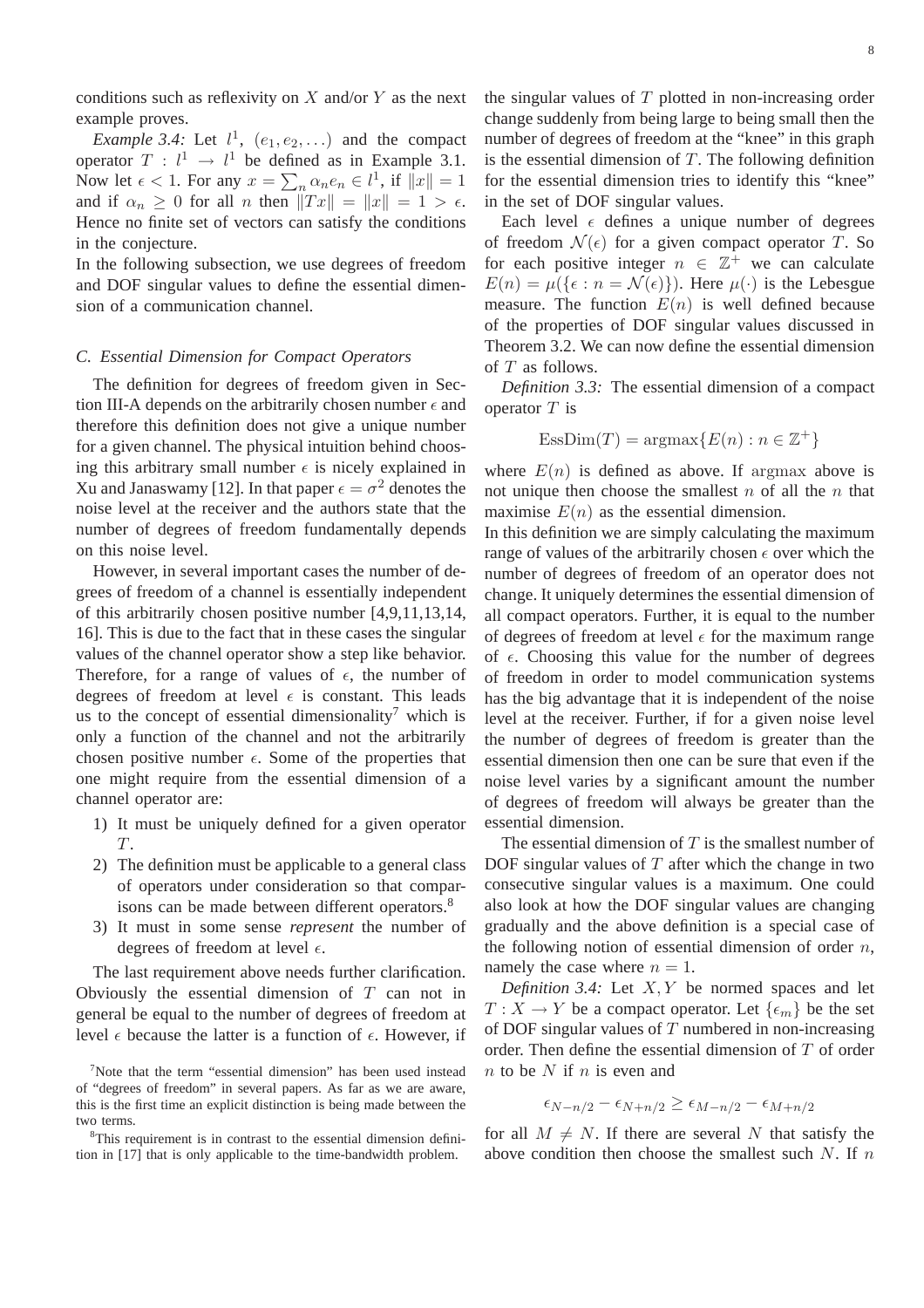conditions such as reflexivity on $X$ and/or $Y$ as the next example proves.

*Example 3.4:* Let $l^1$, $(e_1, e_2, \dots)$ and the compact operator $T : l^1 \to l^1$ be defined as in Example 3.1. Now let $\epsilon < 1$. For any $x = \sum_n \alpha_n e_n \in l^1$, if $\|x\| = 1$ and if $\alpha_n \geq 0$ for all $n$ then $\|Tx\| = \|x\| = 1 > \epsilon$. Hence no finite set of vectors can satisfy the conditions in the conjecture.

In the following subsection, we use degrees of freedom and DOF singular values to define the essential dimension of a communication channel.

### C. Essential Dimension for Compact Operators

The definition for degrees of freedom given in Section III-A depends on the arbitrarily chosen number $\epsilon$ and therefore this definition does not give a unique number for a given channel. The physical intuition behind choosing this arbitrary small number $\epsilon$ is nicely explained in Xu and Janaswamy [12]. In that paper $\epsilon = \sigma^2$ denotes the noise level at the receiver and the authors state that the number of degrees of freedom fundamentally depends on this noise level.

However, in several important cases the number of degrees of freedom of a channel is essentially independent of this arbitrarily chosen positive number [4,9,11,13,14, 16]. This is due to the fact that in these cases the singular values of the channel operator show a step like behavior. Therefore, for a range of values of $\epsilon$, the number of degrees of freedom at level $\epsilon$ is constant. This leads us to the concept of essential dimensionality[7] which is only a function of the channel and not the arbitrarily chosen positive number $\epsilon$. Some of the properties that one might require from the essential dimension of a channel operator are:

1) It must be uniquely defined for a given operator $T$.
2) The definition must be applicable to a general class of operators under consideration so that comparisons can be made between different operators.[8]
3) It must in some sense *represent* the number of degrees of freedom at level $\epsilon$.

The last requirement above needs further clarification. Obviously the essential dimension of $T$ can not in general be equal to the number of degrees of freedom at level $\epsilon$ because the latter is a function of $\epsilon$. However, if the singular values of $T$ plotted in non-increasing order change suddenly from being large to being small then the number of degrees of freedom at the "knee" in this graph is the essential dimension of $T$. The following definition for the essential dimension tries to identify this "knee" in the set of DOF singular values.

Each level $\epsilon$ defines a unique number of degrees of freedom $\mathcal{N}(\epsilon)$ for a given compact operator $T$. So for each positive integer $n \in \mathbb{Z}^+$ we can calculate $E(n) = \mu(\{\epsilon : n = \mathcal{N}(\epsilon)\})$. Here $\mu(\cdot)$ is the Lebesgue measure. The function $E(n)$ is well defined because of the properties of DOF singular values discussed in Theorem 3.2. We can now define the essential dimension of $T$ as follows.

*Definition 3.3:* The essential dimension of a compact operator $T$ is

$$\mathrm{EssDim}(T) = \mathrm{argmax}\{E(n) : n \in \mathbb{Z}^+\}$$

where $E(n)$ is defined as above. If argmax above is not unique then choose the smallest $n$ of all the $n$ that maximise $E(n)$ as the essential dimension.

In this definition we are simply calculating the maximum range of values of the arbitrarily chosen $\epsilon$ over which the number of degrees of freedom of an operator does not change. It uniquely determines the essential dimension of all compact operators. Further, it is equal to the number of degrees of freedom at level $\epsilon$ for the maximum range of $\epsilon$. Choosing this value for the number of degrees of freedom in order to model communication systems has the big advantage that it is independent of the noise level at the receiver. Further, if for a given noise level the number of degrees of freedom is greater than the essential dimension then one can be sure that even if the noise level varies by a significant amount the number of degrees of freedom will always be greater than the essential dimension.

The essential dimension of $T$ is the smallest number of DOF singular values of $T$ after which the change in two consecutive singular values is a maximum. One could also look at how the DOF singular values are changing gradually and the above definition is a special case of the following notion of essential dimension of order $n$, namely the case where $n = 1$.

*Definition 3.4:* Let $X, Y$ be normed spaces and let $T : X \to Y$ be a compact operator. Let $\{\epsilon_m\}$ be the set of DOF singular values of $T$ numbered in non-increasing order. Then define the essential dimension of $T$ of order $n$ to be $N$ if $n$ is even and

$$\epsilon_{N-n/2} - \epsilon_{N+n/2} \geq \epsilon_{M-n/2} - \epsilon_{M+n/2}$$

for all $M \neq N$. If there are several $N$ that satisfy the above condition then choose the smallest such $N$. If $n$

[7] Note that the term "essential dimension" has been used instead of "degrees of freedom" in several papers. As far as we are aware, this is the first time an explicit distinction is being made between the two terms.

[8] This requirement is in contrast to the essential dimension definition in [17] that is only applicable to the time-bandwidth problem.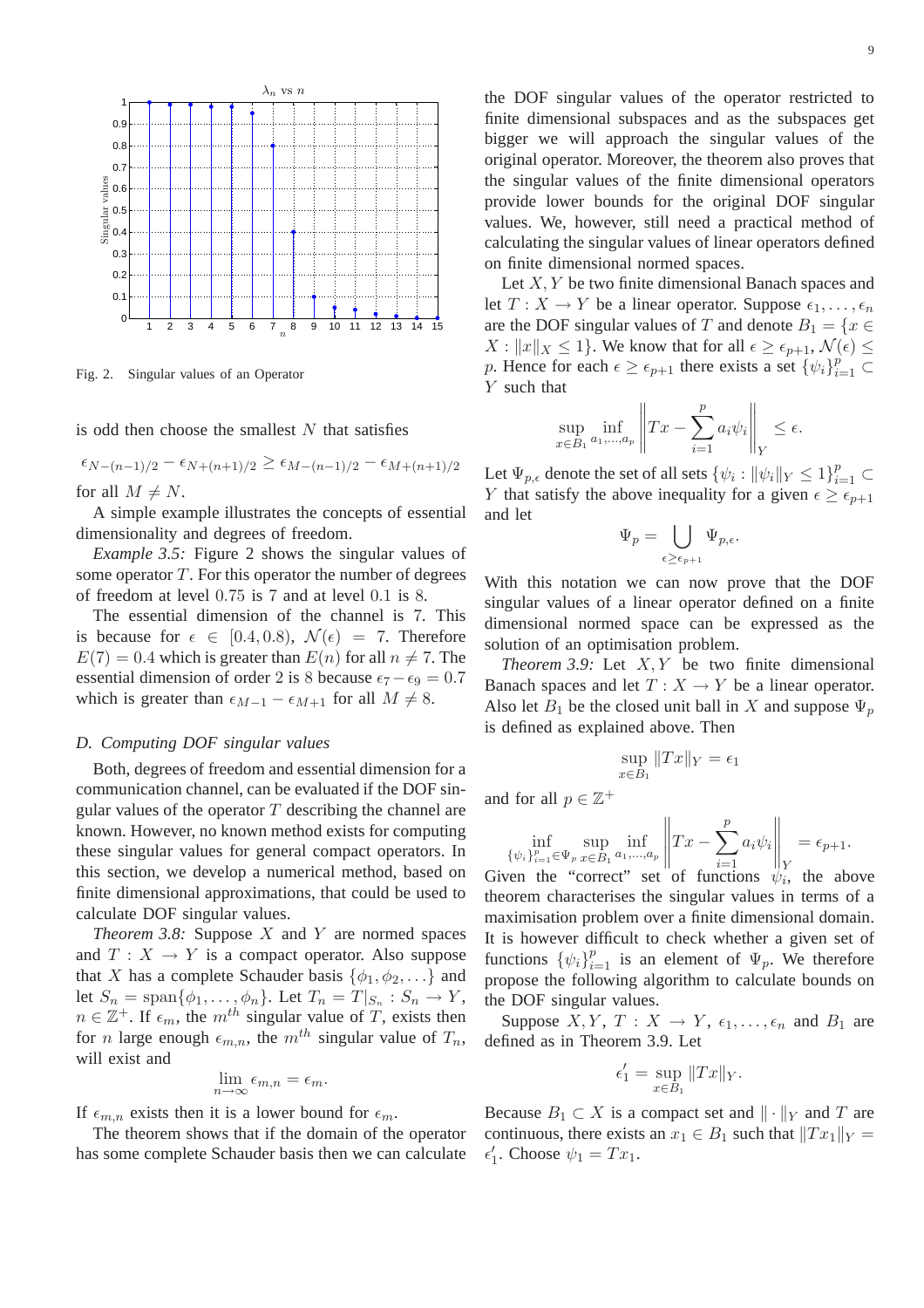Fig. 2. Singular values of an Operator

is odd then choose the smallest $N$ that satisfies

$$\epsilon_{N-(n-1)/2} - \epsilon_{N+(n+1)/2} \geq \epsilon_{M-(n-1)/2} - \epsilon_{M+(n+1)/2}$$

for all $M \neq N$.

A simple example illustrates the concepts of essential dimensionality and degrees of freedom.

*Example 3.5:* Figure 2 shows the singular values of some operator $T$. For this operator the number of degrees of freedom at level $0.75$ is $7$ and at level $0.1$ is $8$.

The essential dimension of the channel is $7$. This is because for $\epsilon \in [0.4, 0.8)$, $\mathcal{N}(\epsilon) = 7$. Therefore $E(7) = 0.4$ which is greater than $E(n)$ for all $n \neq 7$. The essential dimension of order 2 is $8$ because $\epsilon_7 - \epsilon_9 = 0.7$ which is greater than $\epsilon_{M-1} - \epsilon_{M+1}$ for all $M \neq 8$.

### D. Computing DOF singular values

Both, degrees of freedom and essential dimension for a communication channel, can be evaluated if the DOF singular values of the operator $T$ describing the channel are known. However, no known method exists for computing these singular values for general compact operators. In this section, we develop a numerical method, based on finite dimensional approximations, that could be used to calculate DOF singular values.

*Theorem 3.8:* Suppose $X$ and $Y$ are normed spaces and $T : X \to Y$ is a compact operator. Also suppose that $X$ has a complete Schauder basis $\{\phi_1, \phi_2, \ldots\}$ and let $S_n = \text{span}\{\phi_1, \ldots, \phi_n\}$. Let $T_n = T|_{S_n} : S_n \to Y$, $n \in \mathbb{Z}^+$. If $\epsilon_m$, the $m^{th}$ singular value of $T$, exists then for $n$ large enough $\epsilon_{m,n}$, the $m^{th}$ singular value of $T_n$, will exist and

$$\lim_{n\to\infty} \epsilon_{m,n} = \epsilon_m.$$

If $\epsilon_{m,n}$ exists then it is a lower bound for $\epsilon_m$.

The theorem shows that if the domain of the operator has some complete Schauder basis then we can calculate the DOF singular values of the operator restricted to finite dimensional subspaces and as the subspaces get bigger we will approach the singular values of the original operator. Moreover, the theorem also proves that the singular values of the finite dimensional operators provide lower bounds for the original DOF singular values. We, however, still need a practical method of calculating the singular values of linear operators defined on finite dimensional normed spaces.

Let $X, Y$ be two finite dimensional Banach spaces and let $T : X \to Y$ be a linear operator. Suppose $\epsilon_1, \ldots, \epsilon_n$ are the DOF singular values of $T$ and denote $B_1 = \{x \in X : \|x\|_X \leq 1\}$. We know that for all $\epsilon \geq \epsilon_{p+1}$, $\mathcal{N}(\epsilon) \leq p$. Hence for each $\epsilon \geq \epsilon_{p+1}$ there exists a set $\{\psi_i\}_{i=1}^p \subset Y$ such that

$$\sup_{x\in B_1} \inf_{a_1,\ldots,a_p} \left\| Tx - \sum_{i=1}^{p} a_i \psi_i \right\|_Y \leq \epsilon.$$

Let $\Psi_{p,\epsilon}$ denote the set of all sets $\{\psi_i : \|\psi_i\|_Y \leq 1\}_{i=1}^p \subset Y$ that satisfy the above inequality for a given $\epsilon \geq \epsilon_{p+1}$ and let

$$\Psi_p = \bigcup_{\epsilon \geq \epsilon_{p+1}} \Psi_{p,\epsilon}.$$

With this notation we can now prove that the DOF singular values of a linear operator defined on a finite dimensional normed space can be expressed as the solution of an optimisation problem.

*Theorem 3.9:* Let $X, Y$ be two finite dimensional Banach spaces and let $T : X \to Y$ be a linear operator. Also let $B_1$ be the closed unit ball in $X$ and suppose $\Psi_p$ is defined as explained above. Then

$$\sup_{x\in B_1} \|Tx\|_Y = \epsilon_1$$

and for all $p \in \mathbb{Z}^+$

$$\inf_{\{\psi_i\}_{i=1}^p \in \Psi_p} \sup_{x\in B_1} \inf_{a_1,\ldots,a_p} \left\| Tx - \sum_{i=1}^{p} a_i \psi_i \right\|_Y = \epsilon_{p+1}.$$

Given the "correct" set of functions $\psi_i$, the above theorem characterises the singular values in terms of a maximisation problem over a finite dimensional domain. It is however difficult to check whether a given set of functions $\{\psi_i\}_{i=1}^p$ is an element of $\Psi_p$. We therefore propose the following algorithm to calculate bounds on the DOF singular values.

Suppose $X, Y$, $T : X \to Y$, $\epsilon_1, \ldots, \epsilon_n$ and $B_1$ are defined as in Theorem 3.9. Let

$$\epsilon_1' = \sup_{x\in B_1} \|Tx\|_Y.$$

Because $B_1 \subset X$ is a compact set and $\|\cdot\|_Y$ and $T$ are continuous, there exists an $x_1 \in B_1$ such that $\|Tx_1\|_Y = \epsilon_1'$. Choose $\psi_1 = Tx_1$.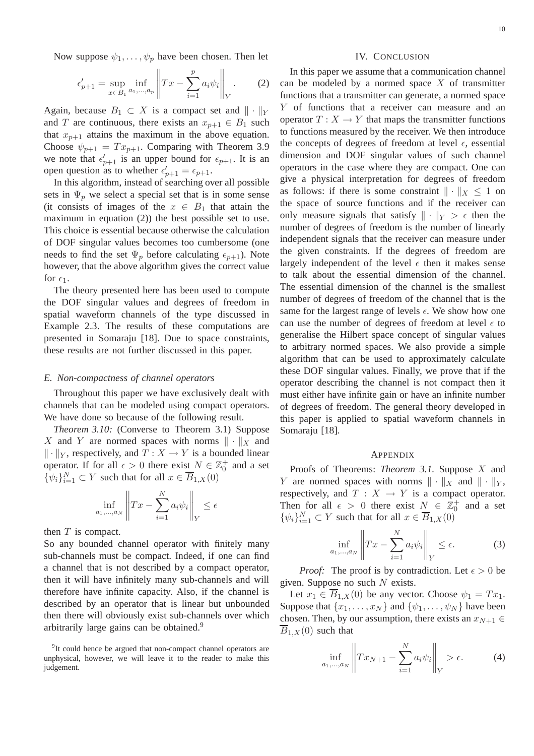Now suppose $\psi_1, \dots, \psi_p$ have been chosen. Then let

$$\epsilon'_{p+1} = \sup_{x \in B_1} \inf_{a_1,\dots,a_p} \left\| Tx - \sum_{i=1}^{p} a_i \psi_i \right\|_Y . \qquad (2)$$

Again, because $B_1 \subset X$ is a compact set and $\| \cdot \|_Y$ and $T$ are continuous, there exists an $x_{p+1} \in B_1$ such that $x_{p+1}$ attains the maximum in the above equation. Choose $\psi_{p+1} = Tx_{p+1}$. Comparing with Theorem 3.9 we note that $\epsilon'_{p+1}$ is an upper bound for $\epsilon_{p+1}$. It is an open question as to whether $\epsilon'_{p+1} = \epsilon_{p+1}$.

In this algorithm, instead of searching over all possible sets in $\Psi_p$ we select a special set that is in some sense (it consists of images of the $x \in B_1$ that attain the maximum in equation (2)) the best possible set to use. This choice is essential because otherwise the calculation of DOF singular values becomes too cumbersome (one needs to find the set $\Psi_p$ before calculating $\epsilon_{p+1}$). Note however, that the above algorithm gives the correct value for $\epsilon_1$.

The theory presented here has been used to compute the DOF singular values and degrees of freedom in spatial waveform channels of the type discussed in Example 2.3. The results of these computations are presented in Somaraju [18]. Due to space constraints, these results are not further discussed in this paper.

### *E. Non-compactness of channel operators*

Throughout this paper we have exclusively dealt with channels that can be modeled using compact operators. We have done so because of the following result.

*Theorem 3.10:* (Converse to Theorem 3.1) Suppose $X$ and $Y$ are normed spaces with norms $\| \cdot \|_X$ and $\| \cdot \|_Y$, respectively, and $T : X \to Y$ is a bounded linear operator. If for all $\epsilon > 0$ there exist $N \in \mathbb{Z}_0^+$ and a set $\{\psi_i\}_{i=1}^N \subset Y$ such that for all $x \in \overline{B}_{1,X}(0)$

$$\inf_{a_1,\dots,a_N} \left\| Tx - \sum_{i=1}^{N} a_i \psi_i \right\|_Y \leq \epsilon$$

then $T$ is compact.

So any bounded channel operator with finitely many sub-channels must be compact. Indeed, if one can find a channel that is not described by a compact operator, then it will have infinitely many sub-channels and will therefore have infinite capacity. Also, if the channel is described by an operator that is linear but unbounded then there will obviously exist sub-channels over which arbitrarily large gains can be obtained.[9]

[9]It could hence be argued that non-compact channel operators are unphysical, however, we will leave it to the reader to make this judgement.

## IV. Conclusion

In this paper we assume that a communication channel can be modeled by a normed space $X$ of transmitter functions that a transmitter can generate, a normed space $Y$ of functions that a receiver can measure and an operator $T : X \to Y$ that maps the transmitter functions to functions measured by the receiver. We then introduce the concepts of degrees of freedom at level $\epsilon$, essential dimension and DOF singular values of such channel operators in the case where they are compact. One can give a physical interpretation for degrees of freedom as follows: if there is some constraint $\| \cdot \|_X \leq 1$ on the space of source functions and if the receiver can only measure signals that satisfy $\| \cdot \|_Y > \epsilon$ then the number of degrees of freedom is the number of linearly independent signals that the receiver can measure under the given constraints. If the degrees of freedom are largely independent of the level $\epsilon$ then it makes sense to talk about the essential dimension of the channel. The essential dimension of the channel is the smallest number of degrees of freedom of the channel that is the same for the largest range of levels $\epsilon$. We show how one can use the number of degrees of freedom at level $\epsilon$ to generalise the Hilbert space concept of singular values to arbitrary normed spaces. We also provide a simple algorithm that can be used to approximately calculate these DOF singular values. Finally, we prove that if the operator describing the channel is not compact then it must either have infinite gain or have an infinite number of degrees of freedom. The general theory developed in this paper is applied to spatial waveform channels in Somaraju [18].

## Appendix

Proofs of Theorems: *Theorem 3.1.* Suppose $X$ and $Y$ are normed spaces with norms $\| \cdot \|_X$ and $\| \cdot \|_Y$, respectively, and $T : X \to Y$ is a compact operator. Then for all $\epsilon > 0$ there exist $N \in \mathbb{Z}_0^+$ and a set $\{\psi_i\}_{i=1}^N \subset Y$ such that for all $x \in \overline{B}_{1,X}(0)$

$$\inf_{a_1,\dots,a_N} \left\| Tx - \sum_{i=1}^{N} a_i \psi_i \right\|_Y \leq \epsilon. \qquad (3)$$

*Proof:* The proof is by contradiction. Let $\epsilon > 0$ be given. Suppose no such $N$ exists.

Let $x_1 \in \overline{B}_{1,X}(0)$ be any vector. Choose $\psi_1 = Tx_1$. Suppose that $\{x_1, \dots, x_N\}$ and $\{\psi_1, \dots, \psi_N\}$ have been chosen. Then, by our assumption, there exists an $x_{N+1} \in \overline{B}_{1,X}(0)$ such that

$$\inf_{a_1,\dots,a_N} \left\| Tx_{N+1} - \sum_{i=1}^{N} a_i \psi_i \right\|_Y > \epsilon. \qquad (4)$$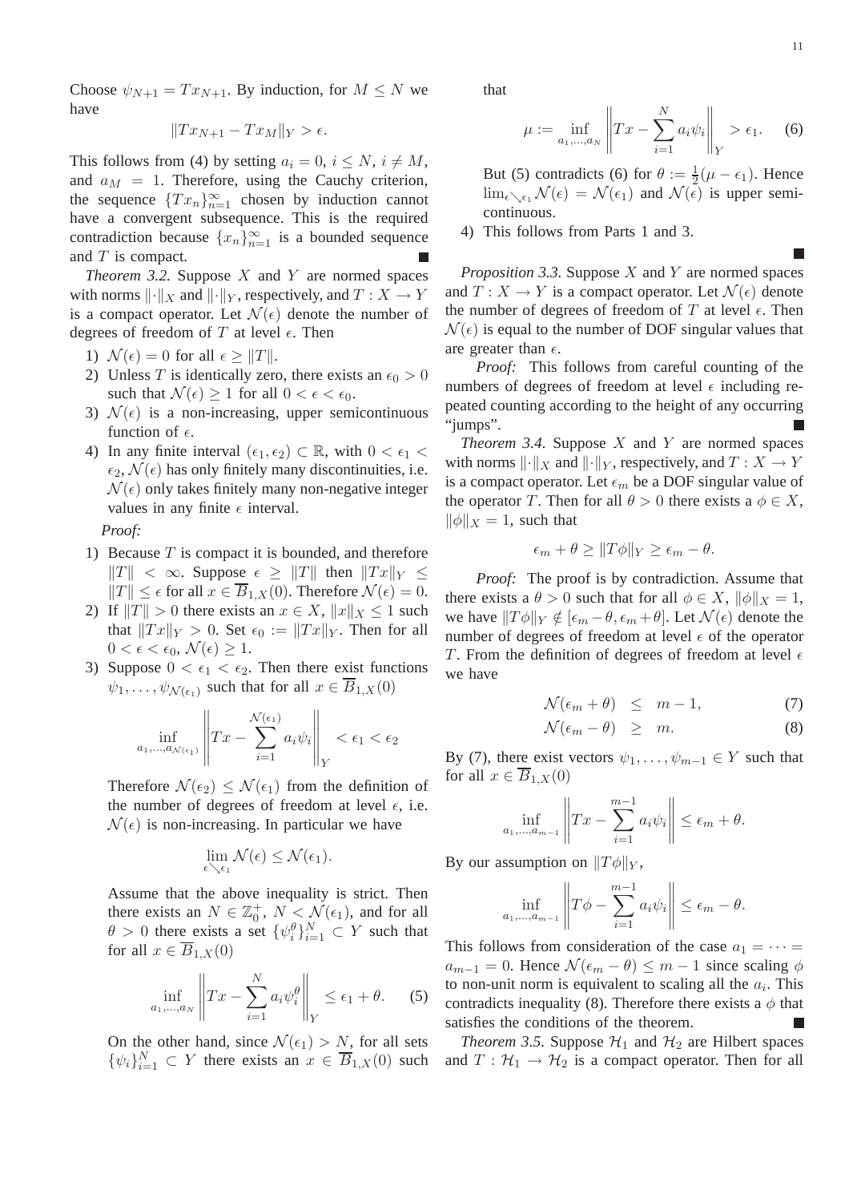Choose $\psi_{N+1} = Tx_{N+1}$. By induction, for $M \leq N$ we have

$$\|Tx_{N+1} - Tx_M\|_Y > \epsilon.$$

This follows from (4) by setting $a_i = 0$, $i \leq N$, $i \neq M$, and $a_M = 1$. Therefore, using the Cauchy criterion, the sequence $\{Tx_n\}_{n=1}^{\infty}$ chosen by induction cannot have a convergent subsequence. This is the required contradiction because $\{x_n\}_{n=1}^{\infty}$ is a bounded sequence and $T$ is compact. ■

*Theorem 3.2.* Suppose $X$ and $Y$ are normed spaces with norms $\|\cdot\|_X$ and $\|\cdot\|_Y$, respectively, and $T : X \to Y$ is a compact operator. Let $\mathcal{N}(\epsilon)$ denote the number of degrees of freedom of $T$ at level $\epsilon$. Then

1) $\mathcal{N}(\epsilon) = 0$ for all $\epsilon \geq \|T\|$.
2) Unless $T$ is identically zero, there exists an $\epsilon_0 > 0$ such that $\mathcal{N}(\epsilon) \geq 1$ for all $0 < \epsilon < \epsilon_0$.
3) $\mathcal{N}(\epsilon)$ is a non-increasing, upper semicontinuous function of $\epsilon$.
4) In any finite interval $(\epsilon_1, \epsilon_2) \subset \mathbb{R}$, with $0 < \epsilon_1 < \epsilon_2$, $\mathcal{N}(\epsilon)$ has only finitely many discontinuities, i.e. $\mathcal{N}(\epsilon)$ only takes finitely many non-negative integer values in any finite $\epsilon$ interval.

*Proof:*

1) Because $T$ is compact it is bounded, and therefore $\|T\| < \infty$. Suppose $\epsilon \geq \|T\|$ then $\|Tx\|_Y \leq \|T\| \leq \epsilon$ for all $x \in \overline{B}_{1,X}(0)$. Therefore $\mathcal{N}(\epsilon) = 0$.
2) If $\|T\| > 0$ there exists an $x \in X$, $\|x\|_X \leq 1$ such that $\|Tx\|_Y > 0$. Set $\epsilon_0 := \|Tx\|_Y$. Then for all $0 < \epsilon < \epsilon_0$, $\mathcal{N}(\epsilon) \geq 1$.
3) Suppose $0 < \epsilon_1 < \epsilon_2$. Then there exist functions $\psi_1, \ldots, \psi_{\mathcal{N}(\epsilon_1)}$ such that for all $x \in \overline{B}_{1,X}(0)$

$$\inf_{a_1,\ldots,a_{\mathcal{N}(\epsilon_1)}} \left\| Tx - \sum_{i=1}^{\mathcal{N}(\epsilon_1)} a_i \psi_i \right\|_Y < \epsilon_1 < \epsilon_2$$

Therefore $\mathcal{N}(\epsilon_2) \leq \mathcal{N}(\epsilon_1)$ from the definition of the number of degrees of freedom at level $\epsilon$, i.e. $\mathcal{N}(\epsilon)$ is non-increasing. In particular we have

$$\lim_{\epsilon \searrow \epsilon_1} \mathcal{N}(\epsilon) \leq \mathcal{N}(\epsilon_1).$$

Assume that the above inequality is strict. Then there exists an $N \in \mathbb{Z}_0^+$, $N < \mathcal{N}(\epsilon_1)$, and for all $\theta > 0$ there exists a set $\{\psi_i^\theta\}_{i=1}^N \subset Y$ such that for all $x \in \overline{B}_{1,X}(0)$

$$\inf_{a_1,\ldots,a_N} \left\| Tx - \sum_{i=1}^{N} a_i \psi_i^\theta \right\|_Y \leq \epsilon_1 + \theta. \tag{5}$$

On the other hand, since $\mathcal{N}(\epsilon_1) > N$, for all sets $\{\psi_i\}_{i=1}^N \subset Y$ there exists an $x \in \overline{B}_{1,X}(0)$ such that

$$\mu := \inf_{a_1,\ldots,a_N} \left\| Tx - \sum_{i=1}^{N} a_i \psi_i \right\|_Y > \epsilon_1. \tag{6}$$

But (5) contradicts (6) for $\theta := \frac{1}{2}(\mu - \epsilon_1)$. Hence $\lim_{\epsilon \searrow \epsilon_1} \mathcal{N}(\epsilon) = \mathcal{N}(\epsilon_1)$ and $\mathcal{N}(\epsilon)$ is upper semicontinuous.
4) This follows from Parts 1 and 3.

■

*Proposition 3.3.* Suppose $X$ and $Y$ are normed spaces and $T : X \to Y$ is a compact operator. Let $\mathcal{N}(\epsilon)$ denote the number of degrees of freedom of $T$ at level $\epsilon$. Then $\mathcal{N}(\epsilon)$ is equal to the number of DOF singular values that are greater than $\epsilon$.

*Proof:* This follows from careful counting of the numbers of degrees of freedom at level $\epsilon$ including repeated counting according to the height of any occurring "jumps". ■

*Theorem 3.4.* Suppose $X$ and $Y$ are normed spaces with norms $\|\cdot\|_X$ and $\|\cdot\|_Y$, respectively, and $T : X \to Y$ is a compact operator. Let $\epsilon_m$ be a DOF singular value of the operator $T$. Then for all $\theta > 0$ there exists a $\phi \in X$, $\|\phi\|_X = 1$, such that

$$\epsilon_m + \theta \geq \|T\phi\|_Y \geq \epsilon_m - \theta.$$

*Proof:* The proof is by contradiction. Assume that there exists a $\theta > 0$ such that for all $\phi \in X$, $\|\phi\|_X = 1$, we have $\|T\phi\|_Y \notin [\epsilon_m - \theta, \epsilon_m + \theta]$. Let $\mathcal{N}(\epsilon)$ denote the number of degrees of freedom at level $\epsilon$ of the operator $T$. From the definition of degrees of freedom at level $\epsilon$ we have

$$\mathcal{N}(\epsilon_m + \theta) \leq m - 1, \tag{7}$$

$$\mathcal{N}(\epsilon_m - \theta) \geq m. \tag{8}$$

By (7), there exist vectors $\psi_1, \ldots, \psi_{m-1} \in Y$ such that for all $x \in \overline{B}_{1,X}(0)$

$$\inf_{a_1,\ldots,a_{m-1}} \left\| Tx - \sum_{i=1}^{m-1} a_i \psi_i \right\| \leq \epsilon_m + \theta.$$

By our assumption on $\|T\phi\|_Y$,

$$\inf_{a_1,\ldots,a_{m-1}} \left\| T\phi - \sum_{i=1}^{m-1} a_i \psi_i \right\| \leq \epsilon_m - \theta.$$

This follows from consideration of the case $a_1 = \cdots = a_{m-1} = 0$. Hence $\mathcal{N}(\epsilon_m - \theta) \leq m - 1$ since scaling $\phi$ to non-unit norm is equivalent to scaling all the $a_i$. This contradicts inequality (8). Therefore there exists a $\phi$ that satisfies the conditions of the theorem. ■

*Theorem 3.5.* Suppose $\mathcal{H}_1$ and $\mathcal{H}_2$ are Hilbert spaces and $T : \mathcal{H}_1 \to \mathcal{H}_2$ is a compact operator. Then for all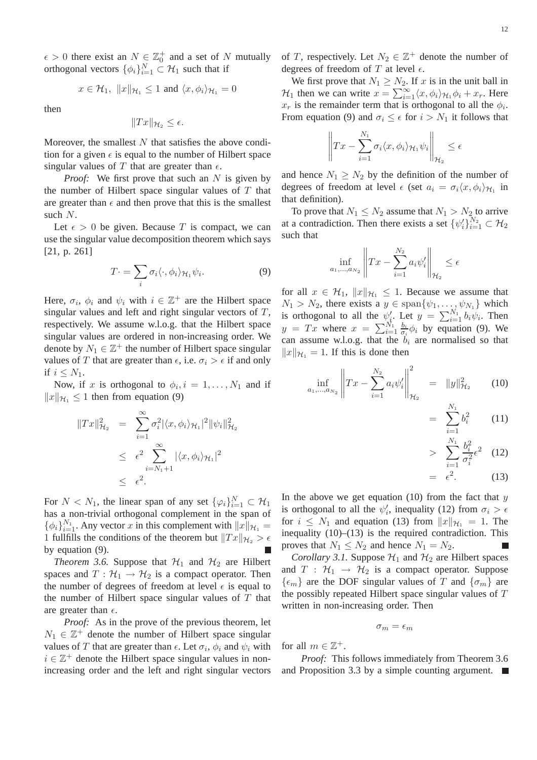$\epsilon > 0$ there exist an $N \in \mathbb{Z}_0^+$ and a set of $N$ mutually orthogonal vectors $\{\phi_i\}_{i=1}^N \subset \mathcal{H}_1$ such that if

$$x \in \mathcal{H}_1, \ \|x\|_{\mathcal{H}_1} \leq 1 \text{ and } \langle x, \phi_i \rangle_{\mathcal{H}_1} = 0$$

then

$$\|Tx\|_{\mathcal{H}_2} \leq \epsilon.$$

Moreover, the smallest $N$ that satisfies the above condition for a given $\epsilon$ is equal to the number of Hilbert space singular values of $T$ that are greater than $\epsilon$.

*Proof:* We first prove that such an $N$ is given by the number of Hilbert space singular values of $T$ that are greater than $\epsilon$ and then prove that this is the smallest such $N$.

Let $\epsilon > 0$ be given. Because $T$ is compact, we can use the singular value decomposition theorem which says [21, p. 261]

$$T\cdot = \sum_i \sigma_i \langle \cdot, \phi_i \rangle_{\mathcal{H}_1} \psi_i. \tag{9}$$

Here, $\sigma_i$, $\phi_i$ and $\psi_i$ with $i \in \mathbb{Z}^+$ are the Hilbert space singular values and left and right singular vectors of $T$, respectively. We assume w.l.o.g. that the Hilbert space singular values are ordered in non-increasing order. We denote by $N_1 \in \mathbb{Z}^+$ the number of Hilbert space singular values of $T$ that are greater than $\epsilon$, i.e. $\sigma_i > \epsilon$ if and only if $i \leq N_1$.

Now, if $x$ is orthogonal to $\phi_i, i = 1, \ldots, N_1$ and if $\|x\|_{\mathcal{H}_1} \leq 1$ then from equation (9)

$$\begin{aligned}
\|Tx\|_{\mathcal{H}_2}^2 &= \sum_{i=1}^{\infty} \sigma_i^2 |\langle x, \phi_i \rangle_{\mathcal{H}_1}|^2 \|\psi_i\|_{\mathcal{H}_2}^2 \\
&\leq \epsilon^2 \sum_{i=N_1+1}^{\infty} |\langle x, \phi_i \rangle_{\mathcal{H}_1}|^2 \\
&\leq \epsilon^2.
\end{aligned}$$

For $N < N_1$, the linear span of any set $\{\varphi_i\}_{i=1}^N \subset \mathcal{H}_1$ has a non-trivial orthogonal complement in the span of $\{\phi_i\}_{i=1}^{N_1}$. Any vector $x$ in this complement with $\|x\|_{\mathcal{H}_1} = 1$ fullfills the conditions of the theorem but $\|Tx\|_{\mathcal{H}_2} > \epsilon$ by equation (9). ∎

*Theorem 3.6.* Suppose that $\mathcal{H}_1$ and $\mathcal{H}_2$ are Hilbert spaces and $T : \mathcal{H}_1 \to \mathcal{H}_2$ is a compact operator. Then the number of degrees of freedom at level $\epsilon$ is equal to the number of Hilbert space singular values of $T$ that are greater than $\epsilon$.

*Proof:* As in the prove of the previous theorem, let $N_1 \in \mathbb{Z}^+$ denote the number of Hilbert space singular values of $T$ that are greater than $\epsilon$. Let $\sigma_i$, $\phi_i$ and $\psi_i$ with $i \in \mathbb{Z}^+$ denote the Hilbert space singular values in non-increasing order and the left and right singular vectors of $T$, respectively. Let $N_2 \in \mathbb{Z}^+$ denote the number of degrees of freedom of $T$ at level $\epsilon$.

We first prove that $N_1 \geq N_2$. If $x$ is in the unit ball in $\mathcal{H}_1$ then we can write $x = \sum_{i=1}^{\infty} \langle x, \phi_i \rangle_{\mathcal{H}_1} \phi_i + x_r$. Here $x_r$ is the remainder term that is orthogonal to all the $\phi_i$. From equation (9) and $\sigma_i \leq \epsilon$ for $i > N_1$ it follows that

$$\left\| Tx - \sum_{i=1}^{N_1} \sigma_i \langle x, \phi_i \rangle_{\mathcal{H}_1} \psi_i \right\|_{\mathcal{H}_2} \leq \epsilon$$

and hence $N_1 \geq N_2$ by the definition of the number of degrees of freedom at level $\epsilon$ (set $a_i = \sigma_i \langle x, \phi_i \rangle_{\mathcal{H}_1}$ in that definition).

To prove that $N_1 \leq N_2$ assume that $N_1 > N_2$ to arrive at a contradiction. Then there exists a set $\{\psi_i'\}_{i=1}^{N_2} \subset \mathcal{H}_2$ such that

$$\inf_{a_1, \ldots, a_{N_2}} \left\| Tx - \sum_{i=1}^{N_2} a_i \psi_i' \right\|_{\mathcal{H}_2} \leq \epsilon$$

for all $x \in \mathcal{H}_1$, $\|x\|_{\mathcal{H}_1} \leq 1$. Because we assume that $N_1 > N_2$, there exists a $y \in \text{span}\{\psi_1, \ldots, \psi_{N_1}\}$ which is orthogonal to all the $\psi_i'$. Let $y = \sum_{i=1}^{N_1} b_i \psi_i$. Then $y = Tx$ where $x = \sum_{i=1}^{N_1} \frac{b_i}{\sigma_i} \phi_i$ by equation (9). We can assume w.l.o.g. that the $b_i$ are normalised so that $\|x\|_{\mathcal{H}_1} = 1$. If this is done then

$$\begin{aligned}
\inf_{a_1, \ldots, a_{N_2}} \left\| Tx - \sum_{i=1}^{N_2} a_i \psi_i' \right\|_{\mathcal{H}_2}^2 &= \|y\|_{\mathcal{H}_2}^2 && (10) \\
&= \sum_{i=1}^{N_1} b_i^2 && (11) \\
&> \sum_{i=1}^{N_1} \frac{b_i^2}{\sigma_i^2} \epsilon^2 && (12) \\
&= \epsilon^2. && (13)
\end{aligned}$$

In the above we get equation (10) from the fact that $y$ is orthogonal to all the $\psi_i'$, inequality (12) from $\sigma_i > \epsilon$ for $i \leq N_1$ and equation (13) from $\|x\|_{\mathcal{H}_1} = 1$. The inequality (10)–(13) is the required contradiction. This proves that $N_1 \leq N_2$ and hence $N_1 = N_2$. ∎

*Corollary 3.1.* Suppose $\mathcal{H}_1$ and $\mathcal{H}_2$ are Hilbert spaces and $T : \mathcal{H}_1 \to \mathcal{H}_2$ is a compact operator. Suppose $\{\epsilon_m\}$ are the DOF singular values of $T$ and $\{\sigma_m\}$ are the possibly repeated Hilbert space singular values of $T$ written in non-increasing order. Then

$$\sigma_m = \epsilon_m$$

for all $m \in \mathbb{Z}^+$.

*Proof:* This follows immediately from Theorem 3.6 and Proposition 3.3 by a simple counting argument. ∎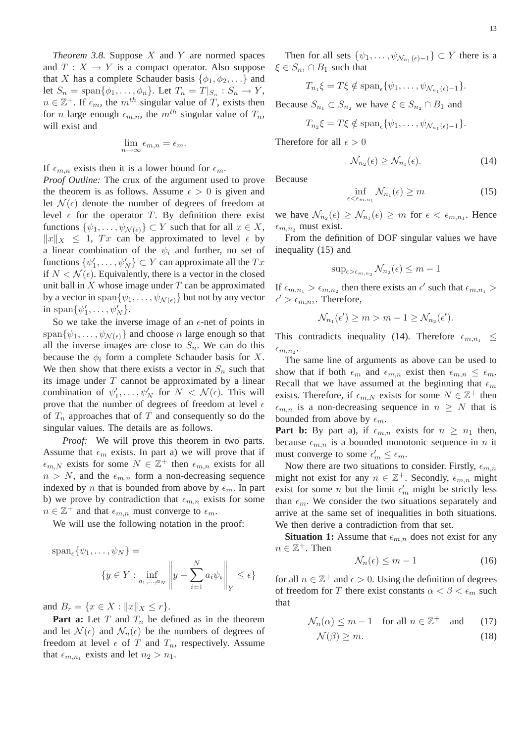*Theorem 3.8.* Suppose $X$ and $Y$ are normed spaces and $T : X \to Y$ is a compact operator. Also suppose that $X$ has a complete Schauder basis $\{\phi_1, \phi_2, \ldots\}$ and let $S_n = \text{span}\{\phi_1, \ldots, \phi_n\}$. Let $T_n = T|_{S_n} : S_n \to Y$, $n \in \mathbb{Z}^+$. If $\epsilon_m$, the $m^{th}$ singular value of $T$, exists then for $n$ large enough $\epsilon_{m,n}$, the $m^{th}$ singular value of $T_n$, will exist and

$$\lim_{n\to\infty} \epsilon_{m,n} = \epsilon_m.$$

If $\epsilon_{m,n}$ exists then it is a lower bound for $\epsilon_m$.

*Proof Outline:* The crux of the argument used to prove the theorem is as follows. Assume $\epsilon > 0$ is given and let $\mathcal{N}(\epsilon)$ denote the number of degrees of freedom at level $\epsilon$ for the operator $T$. By definition there exist functions $\{\psi_1, \ldots, \psi_{\mathcal{N}(\epsilon)}\} \subset Y$ such that for all $x \in X$, $\|x\|_X \le 1$, $Tx$ can be approximated to level $\epsilon$ by a linear combination of the $\psi_i$ and further, no set of functions $\{\psi'_1, \ldots, \psi'_N\} \subset Y$ can approximate all the $Tx$ if $N < \mathcal{N}(\epsilon)$. Equivalently, there is a vector in the closed unit ball in $X$ whose image under $T$ can be approximated by a vector in $\text{span}\{\psi_1, \ldots, \psi_{\mathcal{N}(\epsilon)}\}$ but not by any vector in $\text{span}\{\psi'_1, \ldots, \psi'_N\}$.

So we take the inverse image of an $\epsilon$-net of points in $\text{span}\{\psi_1, \ldots, \psi_{\mathcal{N}(\epsilon)}\}$ and choose $n$ large enough so that all the inverse images are close to $S_n$. We can do this because the $\phi_i$ form a complete Schauder basis for $X$. We then show that there exists a vector in $S_n$ such that its image under $T$ cannot be approximated by a linear combination of $\psi'_1, \ldots, \psi'_N$ for $N < \mathcal{N}(\epsilon)$. This will prove that the number of degrees of freedom at level $\epsilon$ of $T_n$ approaches that of $T$ and consequently so do the singular values. The details are as follows.

*Proof:* We will prove this theorem in two parts. Assume that $\epsilon_m$ exists. In part a) we will prove that if $\epsilon_{m,N}$ exists for some $N \in \mathbb{Z}^+$ then $\epsilon_{m,n}$ exists for all $n > N$, and the $\epsilon_{m,n}$ form a non-decreasing sequence indexed by $n$ that is bounded from above by $\epsilon_m$. In part b) we prove by contradiction that $\epsilon_{m,n}$ exists for some $n \in \mathbb{Z}^+$ and that $\epsilon_{m,n}$ must converge to $\epsilon_m$.

We will use the following notation in the proof:

$$\text{span}_\epsilon\{\psi_1, \ldots, \psi_N\} = \{y \in Y : \inf_{a_1,\ldots,a_N} \left\| y - \sum_{i=1}^{N} a_i \psi_i \right\|_Y \le \epsilon\}$$

and $B_r = \{x \in X : \|x\|_X \le r\}$.

**Part a:** Let $T$ and $T_n$ be defined as in the theorem and let $\mathcal{N}(\epsilon)$ and $\mathcal{N}_n(\epsilon)$ be the numbers of degrees of freedom at level $\epsilon$ of $T$ and $T_n$, respectively. Assume that $\epsilon_{m,n_1}$ exists and let $n_2 > n_1$.

Then for all sets $\{\psi_1, \ldots, \psi_{\mathcal{N}_{n_1}(\epsilon)-1}\} \subset Y$ there is a $\xi \in S_{n_1} \cap B_1$ such that

$$T_{n_1}\xi = T\xi \notin \text{span}_\epsilon\{\psi_1, \ldots, \psi_{\mathcal{N}_{n_1}(\epsilon)-1}\}.$$

Because $S_{n_1} \subset S_{n_2}$ we have $\xi \in S_{n_2} \cap B_1$ and

$$T_{n_2}\xi = T\xi \notin \text{span}_\epsilon\{\psi_1, \ldots, \psi_{\mathcal{N}_{n_1}(\epsilon)-1}\}.$$

Therefore for all $\epsilon > 0$

$$\mathcal{N}_{n_2}(\epsilon) \ge \mathcal{N}_{n_1}(\epsilon). \tag{14}$$

Because

$$\inf_{\epsilon < \epsilon_{m,n_1}} \mathcal{N}_{n_1}(\epsilon) \ge m \tag{15}$$

we have $\mathcal{N}_{n_2}(\epsilon) \ge \mathcal{N}_{n_1}(\epsilon) \ge m$ for $\epsilon < \epsilon_{m,n_1}$. Hence $\epsilon_{m,n_2}$ must exist.

From the definition of DOF singular values we have inequality (15) and

$$\sup_{\epsilon > \epsilon_{m,n_2}} \mathcal{N}_{n_2}(\epsilon) \le m - 1$$

If $\epsilon_{m,n_1} > \epsilon_{m,n_2}$ then there exists an $\epsilon'$ such that $\epsilon_{m,n_1} > \epsilon' > \epsilon_{m,n_2}$. Therefore,

$$\mathcal{N}_{n_1}(\epsilon') \ge m > m - 1 \ge \mathcal{N}_{n_2}(\epsilon').$$

This contradicts inequality (14). Therefore $\epsilon_{m,n_1} \le \epsilon_{m,n_2}$.

The same line of arguments as above can be used to show that if both $\epsilon_m$ and $\epsilon_{m,n}$ exist then $\epsilon_{m,n} \le \epsilon_m$. Recall that we have assumed at the beginning that $\epsilon_m$ exists. Therefore, if $\epsilon_{m,N}$ exists for some $N \in \mathbb{Z}^+$ then $\epsilon_{m,n}$ is a non-decreasing sequence in $n \ge N$ that is bounded from above by $\epsilon_m$.

**Part b:** By part a), if $\epsilon_{m,n}$ exists for $n \ge n_1$ then, because $\epsilon_{m,n}$ is a bounded monotonic sequence in $n$ it must converge to some $\epsilon'_m \le \epsilon_m$.

Now there are two situations to consider. Firstly, $\epsilon_{m,n}$ might not exist for any $n \in \mathbb{Z}^+$. Secondly, $\epsilon_{m,n}$ might exist for some $n$ but the limit $\epsilon'_m$ might be strictly less than $\epsilon_m$. We consider the two situations separately and arrive at the same set of inequalities in both situations. We then derive a contradiction from that set.

**Situation 1:** Assume that $\epsilon_{m,n}$ does not exist for any $n \in \mathbb{Z}^+$. Then

$$\mathcal{N}_n(\epsilon) \le m - 1 \tag{16}$$

for all $n \in \mathbb{Z}^+$ and $\epsilon > 0$. Using the definition of degrees of freedom for $T$ there exist constants $\alpha < \beta < \epsilon_m$ such that

$$\mathcal{N}_n(\alpha) \le m - 1 \quad \text{for all } n \in \mathbb{Z}^+ \quad \text{and} \tag{17}$$

$$\mathcal{N}(\beta) \ge m. \tag{18}$$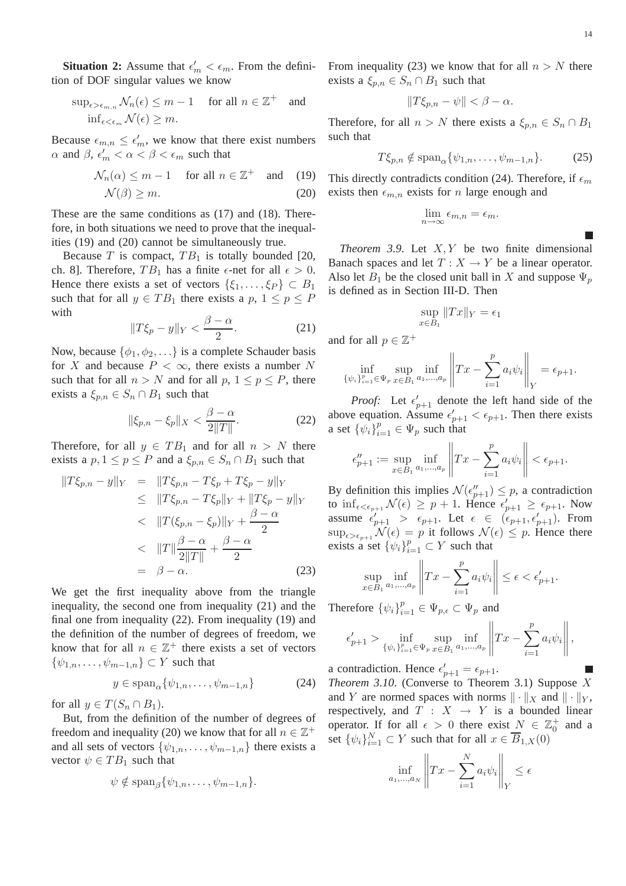**Situation 2:** Assume that $\epsilon'_m < \epsilon_m$. From the definition of DOF singular values we know

$$\sup_{\epsilon > \epsilon_{m,n}} \mathcal{N}_n(\epsilon) \leq m-1 \quad \text{for all } n \in \mathbb{Z}^+ \quad \text{and}$$
$$\inf_{\epsilon < \epsilon_m} \mathcal{N}(\epsilon) \geq m.$$

Because $\epsilon_{m,n} \leq \epsilon'_m$, we know that there exist numbers $\alpha$ and $\beta$, $\epsilon'_m < \alpha < \beta < \epsilon_m$ such that

$$\mathcal{N}_n(\alpha) \leq m-1 \quad \text{for all } n \in \mathbb{Z}^+ \quad \text{and} \tag{19}$$
$$\mathcal{N}(\beta) \geq m. \tag{20}$$

These are the same conditions as (17) and (18). Therefore, in both situations we need to prove that the inequalities (19) and (20) cannot be simultaneously true.

Because $T$ is compact, $TB_1$ is totally bounded [20, ch. 8]. Therefore, $TB_1$ has a finite $\epsilon$-net for all $\epsilon > 0$. Hence there exists a set of vectors $\{\xi_1, \ldots, \xi_P\} \subset B_1$ such that for all $y \in TB_1$ there exists a $p$, $1 \leq p \leq P$ with

$$\|T\xi_p - y\|_Y < \frac{\beta - \alpha}{2}. \tag{21}$$

Now, because $\{\phi_1, \phi_2, \ldots\}$ is a complete Schauder basis for $X$ and because $P < \infty$, there exists a number $N$ such that for all $n > N$ and for all $p$, $1 \leq p \leq P$, there exists a $\xi_{p,n} \in S_n \cap B_1$ such that

$$\|\xi_{p,n} - \xi_p\|_X < \frac{\beta - \alpha}{2\|T\|}. \tag{22}$$

Therefore, for all $y \in TB_1$ and for all $n > N$ there exists a $p, 1 \leq p \leq P$ and a $\xi_{p,n} \in S_n \cap B_1$ such that

$$\begin{aligned}
\|T\xi_{p,n} - y\|_Y &= \|T\xi_{p,n} - T\xi_p + T\xi_p - y\|_Y \\
&\leq \|T\xi_{p,n} - T\xi_p\|_Y + \|T\xi_p - y\|_Y \\
&< \|T(\xi_{p,n} - \xi_p)\|_Y + \frac{\beta - \alpha}{2} \\
&< \|T\|\frac{\beta - \alpha}{2\|T\|} + \frac{\beta - \alpha}{2} \\
&= \beta - \alpha.
\end{aligned} \tag{23}$$

We get the first inequality above from the triangle inequality, the second one from inequality (21) and the final one from inequality (22). From inequality (19) and the definition of the number of degrees of freedom, we know that for all $n \in \mathbb{Z}^+$ there exists a set of vectors $\{\psi_{1,n}, \ldots, \psi_{m-1,n}\} \subset Y$ such that

$$y \in \operatorname{span}_\alpha\{\psi_{1,n}, \ldots, \psi_{m-1,n}\} \tag{24}$$

for all $y \in T(S_n \cap B_1)$.

But, from the definition of the number of degrees of freedom and inequality (20) we know that for all $n \in \mathbb{Z}^+$ and all sets of vectors $\{\psi_{1,n}, \ldots, \psi_{m-1,n}\}$ there exists a vector $\psi \in TB_1$ such that

$$\psi \notin \operatorname{span}_\beta\{\psi_{1,n}, \ldots, \psi_{m-1,n}\}.$$

From inequality (23) we know that for all $n > N$ there exists a $\xi_{p,n} \in S_n \cap B_1$ such that

$$\|T\xi_{p,n} - \psi\| < \beta - \alpha.$$

Therefore, for all $n > N$ there exists a $\xi_{p,n} \in S_n \cap B_1$ such that

$$T\xi_{p,n} \notin \operatorname{span}_\alpha\{\psi_{1,n}, \ldots, \psi_{m-1,n}\}. \tag{25}$$

This directly contradicts condition (24). Therefore, if $\epsilon_m$ exists then $\epsilon_{m,n}$ exists for $n$ large enough and

$$\lim_{n\to\infty} \epsilon_{m,n} = \epsilon_m.$$

■

*Theorem 3.9.* Let $X, Y$ be two finite dimensional Banach spaces and let $T : X \to Y$ be a linear operator. Also let $B_1$ be the closed unit ball in $X$ and suppose $\Psi_p$ is defined as in Section III-D. Then

$$\sup_{x \in B_1} \|Tx\|_Y = \epsilon_1$$

and for all $p \in \mathbb{Z}^+$

$$\inf_{\{\psi_i\}_{i=1}^p \in \Psi_p} \sup_{x \in B_1} \inf_{a_1, \ldots, a_p} \left\| Tx - \sum_{i=1}^p a_i \psi_i \right\|_Y = \epsilon_{p+1}.$$

*Proof:* Let $\epsilon'_{p+1}$ denote the left hand side of the above equation. Assume $\epsilon'_{p+1} < \epsilon_{p+1}$. Then there exists a set $\{\psi_i\}_{i=1}^p \in \Psi_p$ such that

$$\epsilon''_{p+1} := \sup_{x \in B_1} \inf_{a_1, \ldots, a_p} \left\| Tx - \sum_{i=1}^p a_i \psi_i \right\| < \epsilon_{p+1}.$$

By definition this implies $\mathcal{N}(\epsilon''_{p+1}) \leq p$, a contradiction to $\inf_{\epsilon < \epsilon_{p+1}} \mathcal{N}(\epsilon) \geq p+1$. Hence $\epsilon'_{p+1} \geq \epsilon_{p+1}$. Now assume $\epsilon'_{p+1} > \epsilon_{p+1}$. Let $\epsilon \in (\epsilon_{p+1}, \epsilon'_{p+1})$. From $\sup_{\epsilon > \epsilon_{p+1}} \mathcal{N}(\epsilon) = p$ it follows $\mathcal{N}(\epsilon) \leq p$. Hence there exists a set $\{\psi_i\}_{i=1}^p \subset Y$ such that

$$\sup_{x \in B_1} \inf_{a_1, \ldots, a_p} \left\| Tx - \sum_{i=1}^p a_i \psi_i \right\| \leq \epsilon < \epsilon'_{p+1}.$$

Therefore $\{\psi_i\}_{i=1}^p \in \Psi_{p,\epsilon} \subset \Psi_p$ and

$$\epsilon'_{p+1} > \inf_{\{\psi_i\}_{i=1}^p \in \Psi_p} \sup_{x \in B_1} \inf_{a_1, \ldots, a_p} \left\| Tx - \sum_{i=1}^p a_i \psi_i \right\|,$$

a contradiction. Hence $\epsilon'_{p+1} = \epsilon_{p+1}$. ■

*Theorem 3.10.* (Converse to Theorem 3.1) Suppose $X$ and $Y$ are normed spaces with norms $\|\cdot\|_X$ and $\|\cdot\|_Y$, respectively, and $T : X \to Y$ is a bounded linear operator. If for all $\epsilon > 0$ there exist $N \in \mathbb{Z}_0^+$ and a set $\{\psi_i\}_{i=1}^N \subset Y$ such that for all $x \in \overline{B}_{1,X}(0)$

$$\inf_{a_1, \ldots, a_N} \left\| Tx - \sum_{i=1}^N a_i \psi_i \right\|_Y \leq \epsilon$$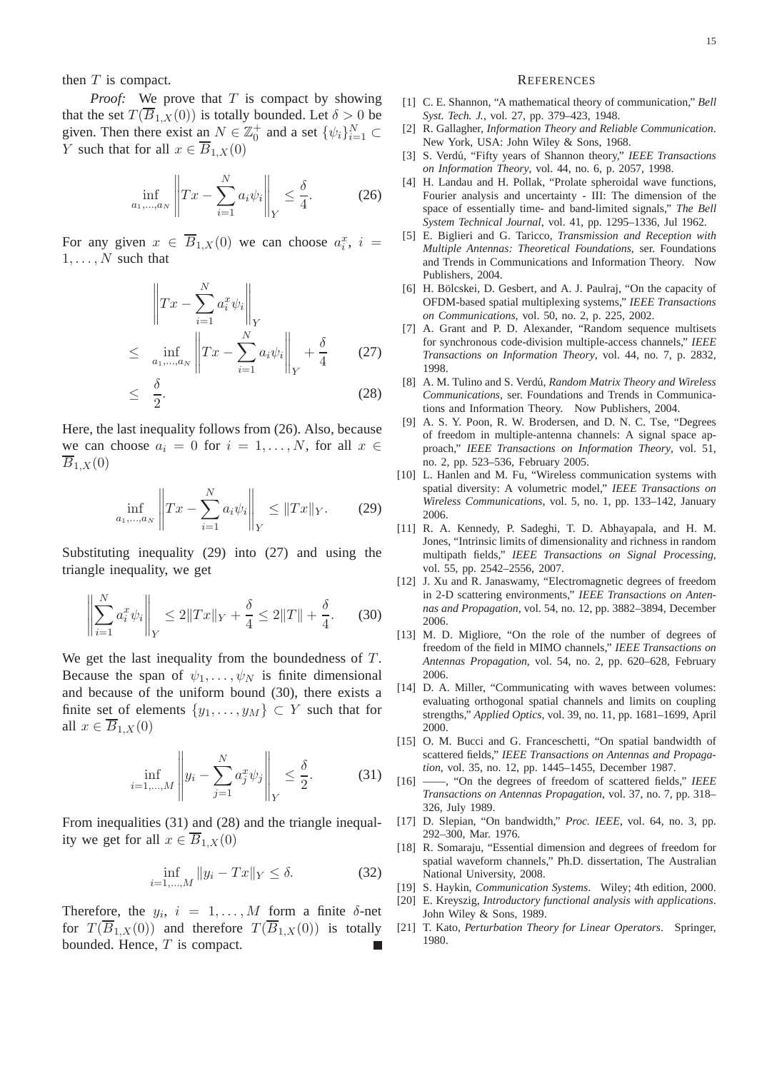then $T$ is compact.

*Proof:* We prove that $T$ is compact by showing that the set $T(\overline{B}_{1,X}(0))$ is totally bounded. Let $\delta > 0$ be given. Then there exist an $N \in \mathbb{Z}_0^+$ and a set $\{\psi_i\}_{i=1}^N \subset Y$ such that for all $x \in \overline{B}_{1,X}(0)$

$$\inf_{a_1,\ldots,a_N} \left\| Tx - \sum_{i=1}^{N} a_i \psi_i \right\|_Y \leq \frac{\delta}{4}. \tag{26}$$

For any given $x \in \overline{B}_{1,X}(0)$ we can choose $a_i^x$, $i = 1,\ldots,N$ such that

$$\begin{aligned} & \left\| Tx - \sum_{i=1}^{N} a_i^x \psi_i \right\|_Y \\ \leq \;& \inf_{a_1,\ldots,a_N} \left\| Tx - \sum_{i=1}^{N} a_i \psi_i \right\|_Y + \frac{\delta}{4} \qquad (27)\\ \leq \;& \frac{\delta}{2}. \qquad (28) \end{aligned}$$

Here, the last inequality follows from (26). Also, because we can choose $a_i = 0$ for $i = 1,\ldots,N$, for all $x \in \overline{B}_{1,X}(0)$

$$\inf_{a_1,\ldots,a_N} \left\| Tx - \sum_{i=1}^{N} a_i \psi_i \right\|_Y \leq \|Tx\|_Y. \tag{29}$$

Substituting inequality (29) into (27) and using the triangle inequality, we get

$$\left\| \sum_{i=1}^{N} a_i^x \psi_i \right\|_Y \leq 2\|Tx\|_Y + \frac{\delta}{4} \leq 2\|T\| + \frac{\delta}{4}. \tag{30}$$

We get the last inequality from the boundedness of $T$. Because the span of $\psi_1,\ldots,\psi_N$ is finite dimensional and because of the uniform bound (30), there exists a finite set of elements $\{y_1,\ldots,y_M\} \subset Y$ such that for all $x \in \overline{B}_{1,X}(0)$

$$\inf_{i=1,\ldots,M} \left\| y_i - \sum_{j=1}^{N} a_j^x \psi_j \right\|_Y \leq \frac{\delta}{2}. \tag{31}$$

From inequalities (31) and (28) and the triangle inequality we get for all $x \in \overline{B}_{1,X}(0)$

$$\inf_{i=1,\ldots,M} \|y_i - Tx\|_Y \leq \delta. \tag{32}$$

Therefore, the $y_i$, $i = 1,\ldots,M$ form a finite $\delta$-net for $T(\overline{B}_{1,X}(0))$ and therefore $T(\overline{B}_{1,X}(0))$ is totally bounded. Hence, $T$ is compact. ∎

## References

[1] C. E. Shannon, "A mathematical theory of communication," *Bell Syst. Tech. J.*, vol. 27, pp. 379–423, 1948.

[2] R. Gallagher, *Information Theory and Reliable Communication*. New York, USA: John Wiley & Sons, 1968.

[3] S. Verdú, "Fifty years of Shannon theory," *IEEE Transactions on Information Theory*, vol. 44, no. 6, p. 2057, 1998.

[4] H. Landau and H. Pollak, "Prolate spheroidal wave functions, Fourier analysis and uncertainty - III: The dimension of the space of essentially time- and band-limited signals," *The Bell System Technical Journal*, vol. 41, pp. 1295–1336, Jul 1962.

[5] E. Biglieri and G. Taricco, *Transmission and Reception with Multiple Antennas: Theoretical Foundations*, ser. Foundations and Trends in Communications and Information Theory. Now Publishers, 2004.

[6] H. Bölcskei, D. Gesbert, and A. J. Paulraj, "On the capacity of OFDM-based spatial multiplexing systems," *IEEE Transactions on Communications*, vol. 50, no. 2, p. 225, 2002.

[7] A. Grant and P. D. Alexander, "Random sequence multisets for synchronous code-division multiple-access channels," *IEEE Transactions on Information Theory*, vol. 44, no. 7, p. 2832, 1998.

[8] A. M. Tulino and S. Verdú, *Random Matrix Theory and Wireless Communications*, ser. Foundations and Trends in Communications and Information Theory. Now Publishers, 2004.

[9] A. S. Y. Poon, R. W. Brodersen, and D. N. C. Tse, "Degrees of freedom in multiple-antenna channels: A signal space approach," *IEEE Transactions on Information Theory*, vol. 51, no. 2, pp. 523–536, February 2005.

[10] L. Hanlen and M. Fu, "Wireless communication systems with spatial diversity: A volumetric model," *IEEE Transactions on Wireless Communications*, vol. 5, no. 1, pp. 133–142, January 2006.

[11] R. A. Kennedy, P. Sadeghi, T. D. Abhayapala, and H. M. Jones, "Intrinsic limits of dimensionality and richness in random multipath fields," *IEEE Transactions on Signal Processing*, vol. 55, pp. 2542–2556, 2007.

[12] J. Xu and R. Janaswamy, "Electromagnetic degrees of freedom in 2-D scattering environments," *IEEE Transactions on Antennas and Propagation*, vol. 54, no. 12, pp. 3882–3894, December 2006.

[13] M. D. Migliore, "On the role of the number of degrees of freedom of the field in MIMO channels," *IEEE Transactions on Antennas Propagation*, vol. 54, no. 2, pp. 620–628, February 2006.

[14] D. A. Miller, "Communicating with waves between volumes: evaluating orthogonal spatial channels and limits on coupling strengths," *Applied Optics*, vol. 39, no. 11, pp. 1681–1699, April 2000.

[15] O. M. Bucci and G. Franceschetti, "On spatial bandwidth of scattered fields," *IEEE Transactions on Antennas and Propagation*, vol. 35, no. 12, pp. 1445–1455, December 1987.

[16] ——, "On the degrees of freedom of scattered fields," *IEEE Transactions on Antennas Propagation*, vol. 37, no. 7, pp. 318–326, July 1989.

[17] D. Slepian, "On bandwidth," *Proc. IEEE*, vol. 64, no. 3, pp. 292–300, Mar. 1976.

[18] R. Somaraju, "Essential dimension and degrees of freedom for spatial waveform channels," Ph.D. dissertation, The Australian National University, 2008.

[19] S. Haykin, *Communication Systems*. Wiley; 4th edition, 2000.

[20] E. Kreyszig, *Introductory functional analysis with applications*. John Wiley & Sons, 1989.

[21] T. Kato, *Perturbation Theory for Linear Operators*. Springer, 1980.